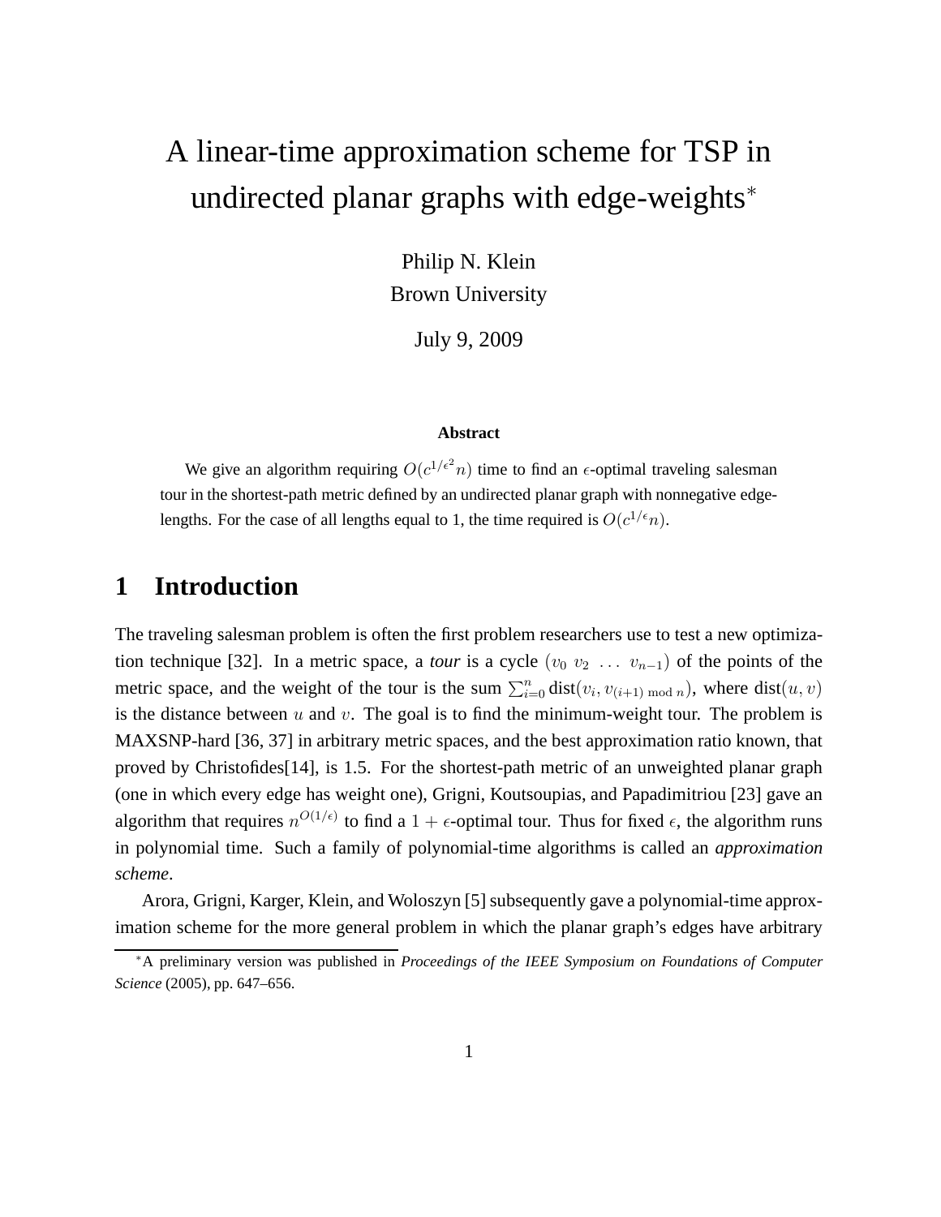# A linear-time approximation scheme for TSP in undirected planar graphs with edge-weights*

Philip N. Klein
Brown University

July 9, 2009

### Abstract

We give an algorithm requiring $O(c^{1/\epsilon^2} n)$ time to find an $\epsilon$-optimal traveling salesman tour in the shortest-path metric defined by an undirected planar graph with nonnegative edge-lengths. For the case of all lengths equal to 1, the time required is $O(c^{1/\epsilon} n)$.

## 1 Introduction

The traveling salesman problem is often the first problem researchers use to test a new optimization technique [32]. In a metric space, a *tour* is a cycle $(v_0\ v_2\ \ldots\ v_{n-1})$ of the points of the metric space, and the weight of the tour is the sum $\sum_{i=0}^{n} \text{dist}(v_i, v_{(i+1) \bmod n})$, where $\text{dist}(u, v)$ is the distance between $u$ and $v$. The goal is to find the minimum-weight tour. The problem is MAXSNP-hard [36, 37] in arbitrary metric spaces, and the best approximation ratio known, that proved by Christofides[14], is 1.5. For the shortest-path metric of an unweighted planar graph (one in which every edge has weight one), Grigni, Koutsoupias, and Papadimitriou [23] gave an algorithm that requires $n^{O(1/\epsilon)}$ to find a $1+\epsilon$-optimal tour. Thus for fixed $\epsilon$, the algorithm runs in polynomial time. Such a family of polynomial-time algorithms is called an *approximation scheme*.

Arora, Grigni, Karger, Klein, and Woloszyn [5] subsequently gave a polynomial-time approximation scheme for the more general problem in which the planar graph's edges have arbitrary

*A preliminary version was published in *Proceedings of the IEEE Symposium on Foundations of Computer Science* (2005), pp. 647–656.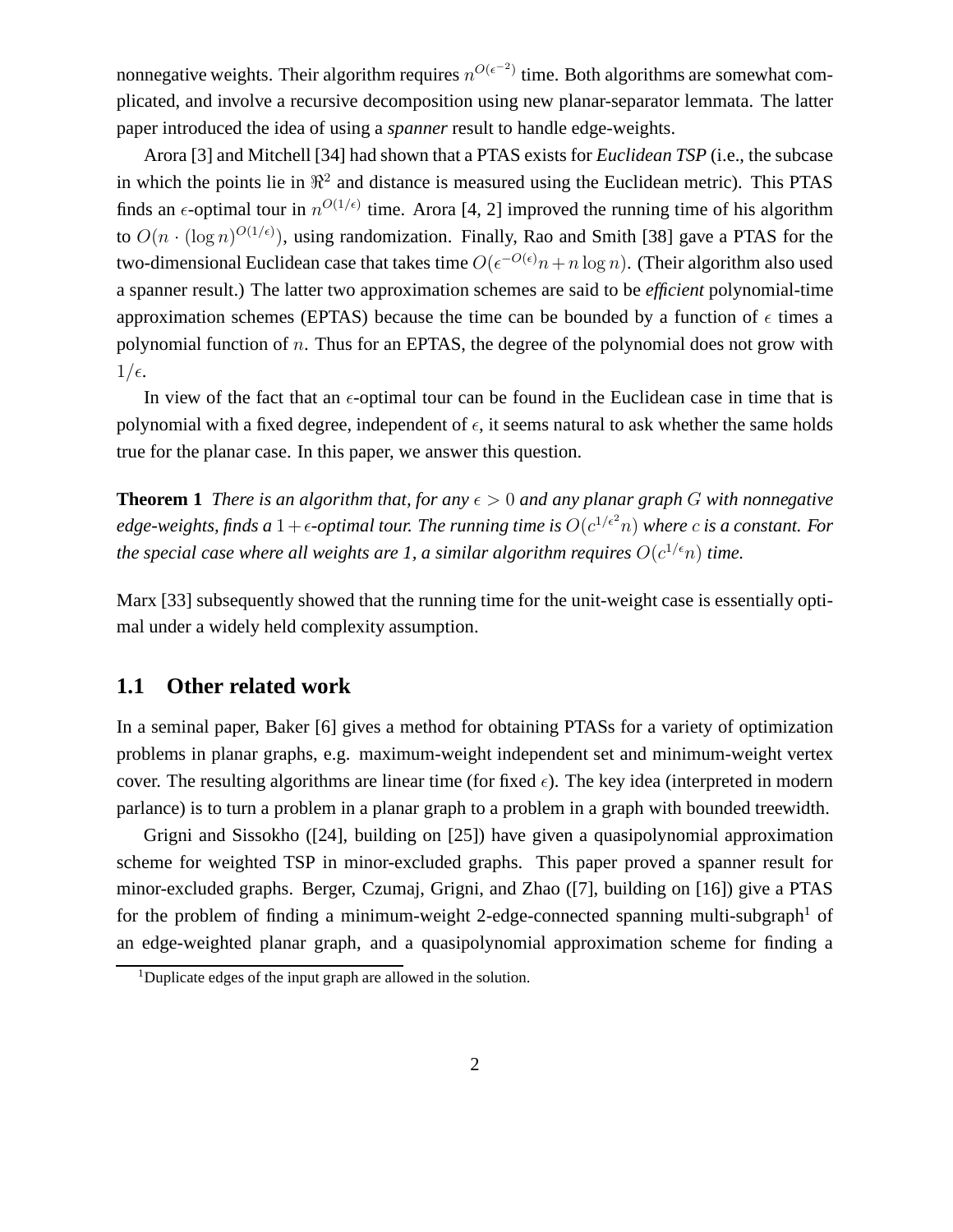nonnegative weights. Their algorithm requires $n^{O(\epsilon^{-2})}$ time. Both algorithms are somewhat complicated, and involve a recursive decomposition using new planar-separator lemmata. The latter paper introduced the idea of using a *spanner* result to handle edge-weights.

Arora [3] and Mitchell [34] had shown that a PTAS exists for *Euclidean TSP* (i.e., the subcase in which the points lie in $\Re^2$ and distance is measured using the Euclidean metric). This PTAS finds an $\epsilon$-optimal tour in $n^{O(1/\epsilon)}$ time. Arora [4, 2] improved the running time of his algorithm to $O(n \cdot (\log n)^{O(1/\epsilon)})$, using randomization. Finally, Rao and Smith [38] gave a PTAS for the two-dimensional Euclidean case that takes time $O(\epsilon^{-O(\epsilon)}n + n \log n)$. (Their algorithm also used a spanner result.) The latter two approximation schemes are said to be *efficient* polynomial-time approximation schemes (EPTAS) because the time can be bounded by a function of $\epsilon$ times a polynomial function of $n$. Thus for an EPTAS, the degree of the polynomial does not grow with $1/\epsilon$.

In view of the fact that an $\epsilon$-optimal tour can be found in the Euclidean case in time that is polynomial with a fixed degree, independent of $\epsilon$, it seems natural to ask whether the same holds true for the planar case. In this paper, we answer this question.

**Theorem 1** *There is an algorithm that, for any $\epsilon > 0$ and any planar graph $G$ with nonnegative edge-weights, finds a $1+\epsilon$-optimal tour. The running time is $O(c^{1/\epsilon^2}n)$ where $c$ is a constant. For the special case where all weights are 1, a similar algorithm requires $O(c^{1/\epsilon}n)$ time.*

Marx [33] subsequently showed that the running time for the unit-weight case is essentially optimal under a widely held complexity assumption.

## 1.1 Other related work

In a seminal paper, Baker [6] gives a method for obtaining PTASs for a variety of optimization problems in planar graphs, e.g. maximum-weight independent set and minimum-weight vertex cover. The resulting algorithms are linear time (for fixed $\epsilon$). The key idea (interpreted in modern parlance) is to turn a problem in a planar graph to a problem in a graph with bounded treewidth.

Grigni and Sissokho ([24], building on [25]) have given a quasipolynomial approximation scheme for weighted TSP in minor-excluded graphs. This paper proved a spanner result for minor-excluded graphs. Berger, Czumaj, Grigni, and Zhao ([7], building on [16]) give a PTAS for the problem of finding a minimum-weight 2-edge-connected spanning multi-subgraph[1] of an edge-weighted planar graph, and a quasipolynomial approximation scheme for finding a

[1] Duplicate edges of the input graph are allowed in the solution.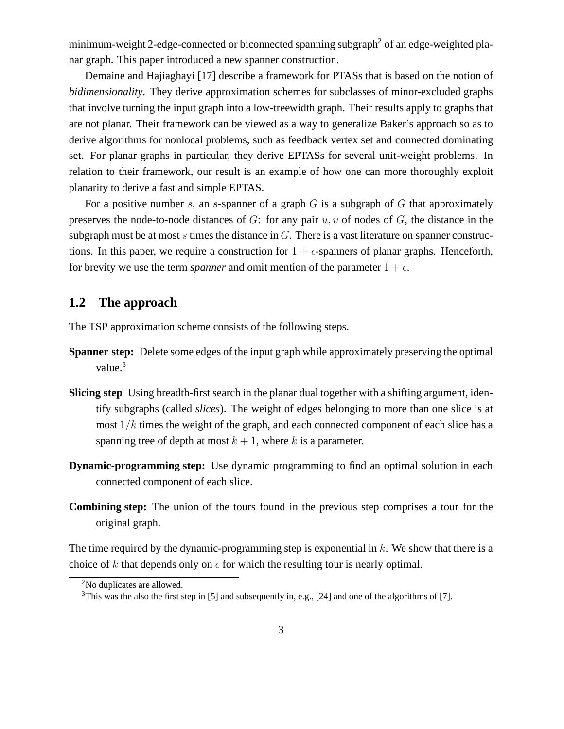minimum-weight 2-edge-connected or biconnected spanning subgraph[2] of an edge-weighted planar graph. This paper introduced a new spanner construction.

Demaine and Hajiaghayi [17] describe a framework for PTASs that is based on the notion of *bidimensionality*. They derive approximation schemes for subclasses of minor-excluded graphs that involve turning the input graph into a low-treewidth graph. Their results apply to graphs that are not planar. Their framework can be viewed as a way to generalize Baker's approach so as to derive algorithms for nonlocal problems, such as feedback vertex set and connected dominating set. For planar graphs in particular, they derive EPTASs for several unit-weight problems. In relation to their framework, our result is an example of how one can more thoroughly exploit planarity to derive a fast and simple EPTAS.

For a positive number $s$, an $s$-spanner of a graph $G$ is a subgraph of $G$ that approximately preserves the node-to-node distances of $G$: for any pair $u, v$ of nodes of $G$, the distance in the subgraph must be at most $s$ times the distance in $G$. There is a vast literature on spanner constructions. In this paper, we require a construction for $1+\epsilon$-spanners of planar graphs. Henceforth, for brevity we use the term *spanner* and omit mention of the parameter $1+\epsilon$.

## 1.2 The approach

The TSP approximation scheme consists of the following steps.

**Spanner step:** Delete some edges of the input graph while approximately preserving the optimal value.[3]

**Slicing step** Using breadth-first search in the planar dual together with a shifting argument, identify subgraphs (called *slices*). The weight of edges belonging to more than one slice is at most $1/k$ times the weight of the graph, and each connected component of each slice has a spanning tree of depth at most $k+1$, where $k$ is a parameter.

**Dynamic-programming step:** Use dynamic programming to find an optimal solution in each connected component of each slice.

**Combining step:** The union of the tours found in the previous step comprises a tour for the original graph.

The time required by the dynamic-programming step is exponential in $k$. We show that there is a choice of $k$ that depends only on $\epsilon$ for which the resulting tour is nearly optimal.

[2] No duplicates are allowed.

[3] This was the also the first step in [5] and subsequently in, e.g., [24] and one of the algorithms of [7].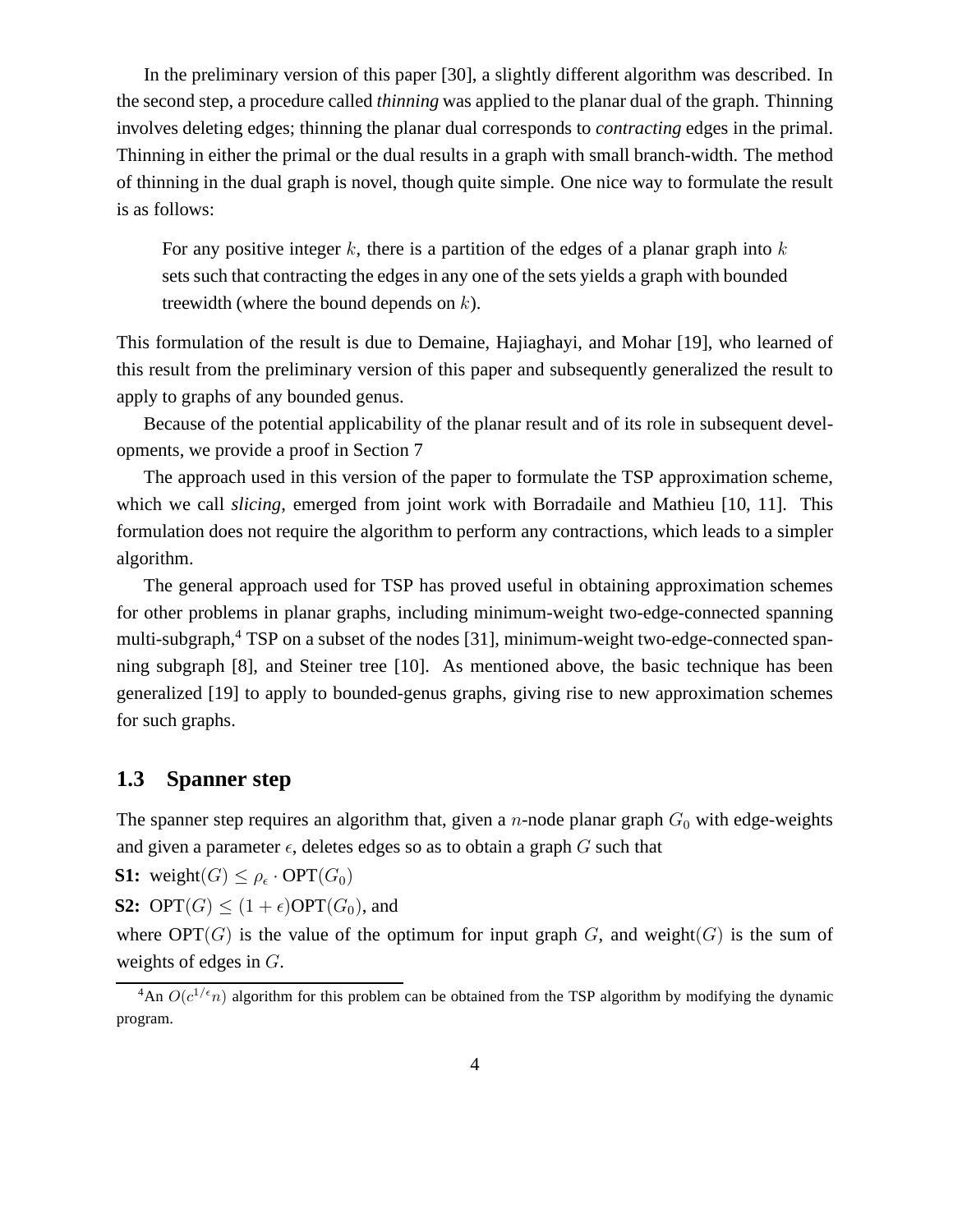In the preliminary version of this paper [30], a slightly different algorithm was described. In the second step, a procedure called *thinning* was applied to the planar dual of the graph. Thinning involves deleting edges; thinning the planar dual corresponds to *contracting* edges in the primal. Thinning in either the primal or the dual results in a graph with small branch-width. The method of thinning in the dual graph is novel, though quite simple. One nice way to formulate the result is as follows:

> For any positive integer $k$, there is a partition of the edges of a planar graph into $k$ sets such that contracting the edges in any one of the sets yields a graph with bounded treewidth (where the bound depends on $k$).

This formulation of the result is due to Demaine, Hajiaghayi, and Mohar [19], who learned of this result from the preliminary version of this paper and subsequently generalized the result to apply to graphs of any bounded genus.

Because of the potential applicability of the planar result and of its role in subsequent developments, we provide a proof in Section 7

The approach used in this version of the paper to formulate the TSP approximation scheme, which we call *slicing*, emerged from joint work with Borradaile and Mathieu [10, 11]. This formulation does not require the algorithm to perform any contractions, which leads to a simpler algorithm.

The general approach used for TSP has proved useful in obtaining approximation schemes for other problems in planar graphs, including minimum-weight two-edge-connected spanning multi-subgraph,[4] TSP on a subset of the nodes [31], minimum-weight two-edge-connected spanning subgraph [8], and Steiner tree [10]. As mentioned above, the basic technique has been generalized [19] to apply to bounded-genus graphs, giving rise to new approximation schemes for such graphs.

## 1.3 Spanner step

The spanner step requires an algorithm that, given a $n$-node planar graph $G_0$ with edge-weights and given a parameter $\epsilon$, deletes edges so as to obtain a graph $G$ such that

**S1:** $\text{weight}(G) \leq \rho_\epsilon \cdot \text{OPT}(G_0)$

**S2:** $\text{OPT}(G) \leq (1+\epsilon)\text{OPT}(G_0)$, and

where $\text{OPT}(G)$ is the value of the optimum for input graph $G$, and $\text{weight}(G)$ is the sum of weights of edges in $G$.

[4] An $O(c^{1/\epsilon} n)$ algorithm for this problem can be obtained from the TSP algorithm by modifying the dynamic program.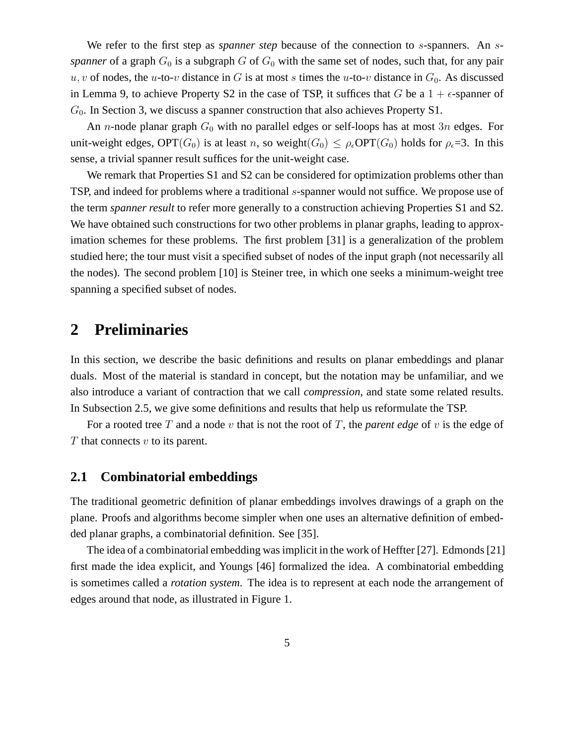We refer to the first step as *spanner step* because of the connection to $s$-spanners. An *$s$-spanner* of a graph $G_0$ is a subgraph $G$ of $G_0$ with the same set of nodes, such that, for any pair $u, v$ of nodes, the $u$-to-$v$ distance in $G$ is at most $s$ times the $u$-to-$v$ distance in $G_0$. As discussed in Lemma 9, to achieve Property S2 in the case of TSP, it suffices that $G$ be a $1+\epsilon$-spanner of $G_0$. In Section 3, we discuss a spanner construction that also achieves Property S1.

An $n$-node planar graph $G_0$ with no parallel edges or self-loops has at most $3n$ edges. For unit-weight edges, $\text{OPT}(G_0)$ is at least $n$, so $\text{weight}(G_0) \leq \rho_\epsilon \text{OPT}(G_0)$ holds for $\rho_\epsilon$=3. In this sense, a trivial spanner result suffices for the unit-weight case.

We remark that Properties S1 and S2 can be considered for optimization problems other than TSP, and indeed for problems where a traditional $s$-spanner would not suffice. We propose use of the term *spanner result* to refer more generally to a construction achieving Properties S1 and S2. We have obtained such constructions for two other problems in planar graphs, leading to approximation schemes for these problems. The first problem [31] is a generalization of the problem studied here; the tour must visit a specified subset of nodes of the input graph (not necessarily all the nodes). The second problem [10] is Steiner tree, in which one seeks a minimum-weight tree spanning a specified subset of nodes.

# 2 Preliminaries

In this section, we describe the basic definitions and results on planar embeddings and planar duals. Most of the material is standard in concept, but the notation may be unfamiliar, and we also introduce a variant of contraction that we call *compression*, and state some related results. In Subsection 2.5, we give some definitions and results that help us reformulate the TSP.

For a rooted tree $T$ and a node $v$ that is not the root of $T$, the *parent edge* of $v$ is the edge of $T$ that connects $v$ to its parent.

## 2.1 Combinatorial embeddings

The traditional geometric definition of planar embeddings involves drawings of a graph on the plane. Proofs and algorithms become simpler when one uses an alternative definition of embedded planar graphs, a combinatorial definition. See [35].

The idea of a combinatorial embedding was implicit in the work of Heffter [27]. Edmonds [21] first made the idea explicit, and Youngs [46] formalized the idea. A combinatorial embedding is sometimes called a *rotation system*. The idea is to represent at each node the arrangement of edges around that node, as illustrated in Figure 1.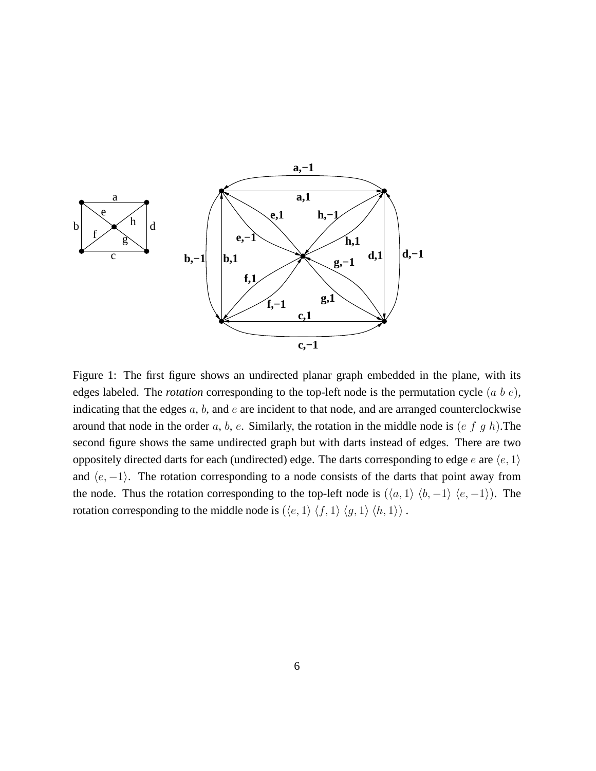Figure 1: The first figure shows an undirected planar graph embedded in the plane, with its edges labeled. The *rotation* corresponding to the top-left node is the permutation cycle $(a\ b\ e)$, indicating that the edges $a$, $b$, and $e$ are incident to that node, and are arranged counterclockwise around that node in the order $a$, $b$, $e$. Similarly, the rotation in the middle node is $(e\ f\ g\ h)$.The second figure shows the same undirected graph but with darts instead of edges. There are two oppositely directed darts for each (undirected) edge. The darts corresponding to edge $e$ are $\langle e, 1\rangle$ and $\langle e, -1\rangle$. The rotation corresponding to a node consists of the darts that point away from the node. Thus the rotation corresponding to the top-left node is $(\langle a, 1\rangle\ \langle b, -1\rangle\ \langle e, -1\rangle)$. The rotation corresponding to the middle node is $(\langle e, 1\rangle\ \langle f, 1\rangle\ \langle g, 1\rangle\ \langle h, 1\rangle)$ .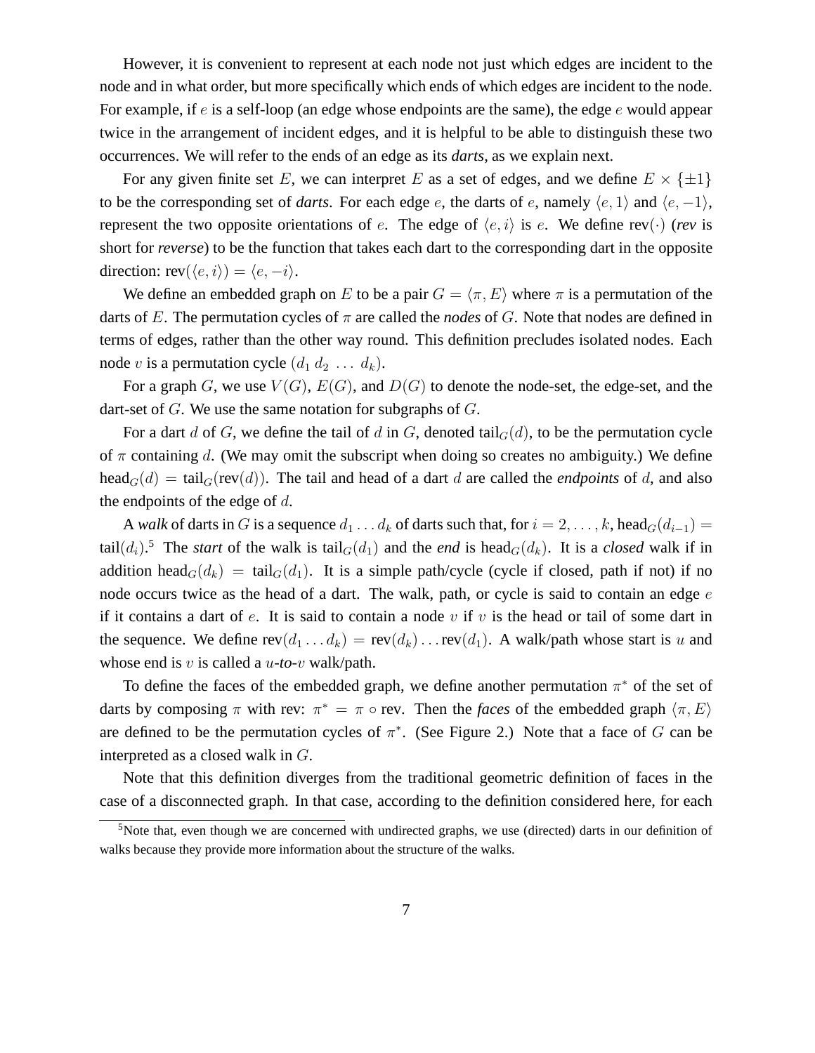However, it is convenient to represent at each node not just which edges are incident to the node and in what order, but more specifically which ends of which edges are incident to the node. For example, if $e$ is a self-loop (an edge whose endpoints are the same), the edge $e$ would appear twice in the arrangement of incident edges, and it is helpful to be able to distinguish these two occurrences. We will refer to the ends of an edge as its ***darts***, as we explain next.

For any given finite set $E$, we can interpret $E$ as a set of edges, and we define $E \times \{\pm 1\}$ to be the corresponding set of ***darts***. For each edge $e$, the darts of $e$, namely $\langle e, 1\rangle$ and $\langle e, -1\rangle$, represent the two opposite orientations of $e$. The edge of $\langle e, i\rangle$ is $e$. We define $\text{rev}(\cdot)$ (***rev*** is short for ***reverse***) to be the function that takes each dart to the corresponding dart in the opposite direction: $\text{rev}(\langle e, i\rangle) = \langle e, -i\rangle$.

We define an embedded graph on $E$ to be a pair $G = \langle \pi, E\rangle$ where $\pi$ is a permutation of the darts of $E$. The permutation cycles of $\pi$ are called the ***nodes*** of $G$. Note that nodes are defined in terms of edges, rather than the other way round. This definition precludes isolated nodes. Each node $v$ is a permutation cycle $(d_1\ d_2\ \ldots\ d_k)$.

For a graph $G$, we use $V(G)$, $E(G)$, and $D(G)$ to denote the node-set, the edge-set, and the dart-set of $G$. We use the same notation for subgraphs of $G$.

For a dart $d$ of $G$, we define the tail of $d$ in $G$, denoted $\text{tail}_G(d)$, to be the permutation cycle of $\pi$ containing $d$. (We may omit the subscript when doing so creates no ambiguity.) We define $\text{head}_G(d) = \text{tail}_G(\text{rev}(d))$. The tail and head of a dart $d$ are called the ***endpoints*** of $d$, and also the endpoints of the edge of $d$.

A ***walk*** of darts in $G$ is a sequence $d_1 \ldots d_k$ of darts such that, for $i = 2, \ldots, k$, $\text{head}_G(d_{i-1}) = \text{tail}(d_i)$.[5] The ***start*** of the walk is $\text{tail}_G(d_1)$ and the ***end*** is $\text{head}_G(d_k)$. It is a ***closed*** walk if in addition $\text{head}_G(d_k) = \text{tail}_G(d_1)$. It is a simple path/cycle (cycle if closed, path if not) if no node occurs twice as the head of a dart. The walk, path, or cycle is said to contain an edge $e$ if it contains a dart of $e$. It is said to contain a node $v$ if $v$ is the head or tail of some dart in the sequence. We define $\text{rev}(d_1 \ldots d_k) = \text{rev}(d_k) \ldots \text{rev}(d_1)$. A walk/path whose start is $u$ and whose end is $v$ is called a $u$-***to***-$v$ walk/path.

To define the faces of the embedded graph, we define another permutation $\pi^*$ of the set of darts by composing $\pi$ with rev: $\pi^* = \pi \circ \text{rev}$. Then the ***faces*** of the embedded graph $\langle \pi, E\rangle$ are defined to be the permutation cycles of $\pi^*$. (See Figure 2.) Note that a face of $G$ can be interpreted as a closed walk in $G$.

Note that this definition diverges from the traditional geometric definition of faces in the case of a disconnected graph. In that case, according to the definition considered here, for each

[5] Note that, even though we are concerned with undirected graphs, we use (directed) darts in our definition of walks because they provide more information about the structure of the walks.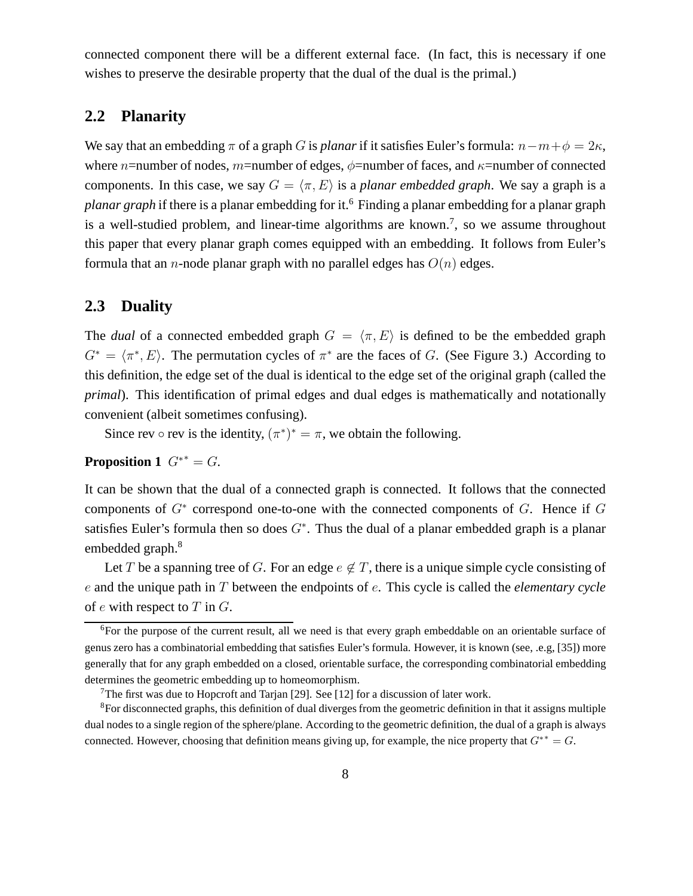connected component there will be a different external face. (In fact, this is necessary if one wishes to preserve the desirable property that the dual of the dual is the primal.)

## 2.2 Planarity

We say that an embedding $\pi$ of a graph $G$ is *planar* if it satisfies Euler's formula: $n - m + \phi = 2\kappa$, where $n$=number of nodes, $m$=number of edges, $\phi$=number of faces, and $\kappa$=number of connected components. In this case, we say $G = \langle \pi, E \rangle$ is a *planar embedded graph*. We say a graph is a *planar graph* if there is a planar embedding for it.[6] Finding a planar embedding for a planar graph is a well-studied problem, and linear-time algorithms are known.[7], so we assume throughout this paper that every planar graph comes equipped with an embedding. It follows from Euler's formula that an $n$-node planar graph with no parallel edges has $O(n)$ edges.

## 2.3 Duality

The *dual* of a connected embedded graph $G = \langle \pi, E \rangle$ is defined to be the embedded graph $G^* = \langle \pi^*, E \rangle$. The permutation cycles of $\pi^*$ are the faces of $G$. (See Figure 3.) According to this definition, the edge set of the dual is identical to the edge set of the original graph (called the *primal*). This identification of primal edges and dual edges is mathematically and notationally convenient (albeit sometimes confusing).

Since rev $\circ$ rev is the identity, $(\pi^*)^* = \pi$, we obtain the following.

**Proposition 1** $G^{**} = G$.

It can be shown that the dual of a connected graph is connected. It follows that the connected components of $G^*$ correspond one-to-one with the connected components of $G$. Hence if $G$ satisfies Euler's formula then so does $G^*$. Thus the dual of a planar embedded graph is a planar embedded graph.[8]

Let $T$ be a spanning tree of $G$. For an edge $e \notin T$, there is a unique simple cycle consisting of $e$ and the unique path in $T$ between the endpoints of $e$. This cycle is called the *elementary cycle* of $e$ with respect to $T$ in $G$.

---

[6] For the purpose of the current result, all we need is that every graph embeddable on an orientable surface of genus zero has a combinatorial embedding that satisfies Euler's formula. However, it is known (see, .e.g, [35]) more generally that for any graph embedded on a closed, orientable surface, the corresponding combinatorial embedding determines the geometric embedding up to homeomorphism.

[7] The first was due to Hopcroft and Tarjan [29]. See [12] for a discussion of later work.

[8] For disconnected graphs, this definition of dual diverges from the geometric definition in that it assigns multiple dual nodes to a single region of the sphere/plane. According to the geometric definition, the dual of a graph is always connected. However, choosing that definition means giving up, for example, the nice property that $G^{**} = G$.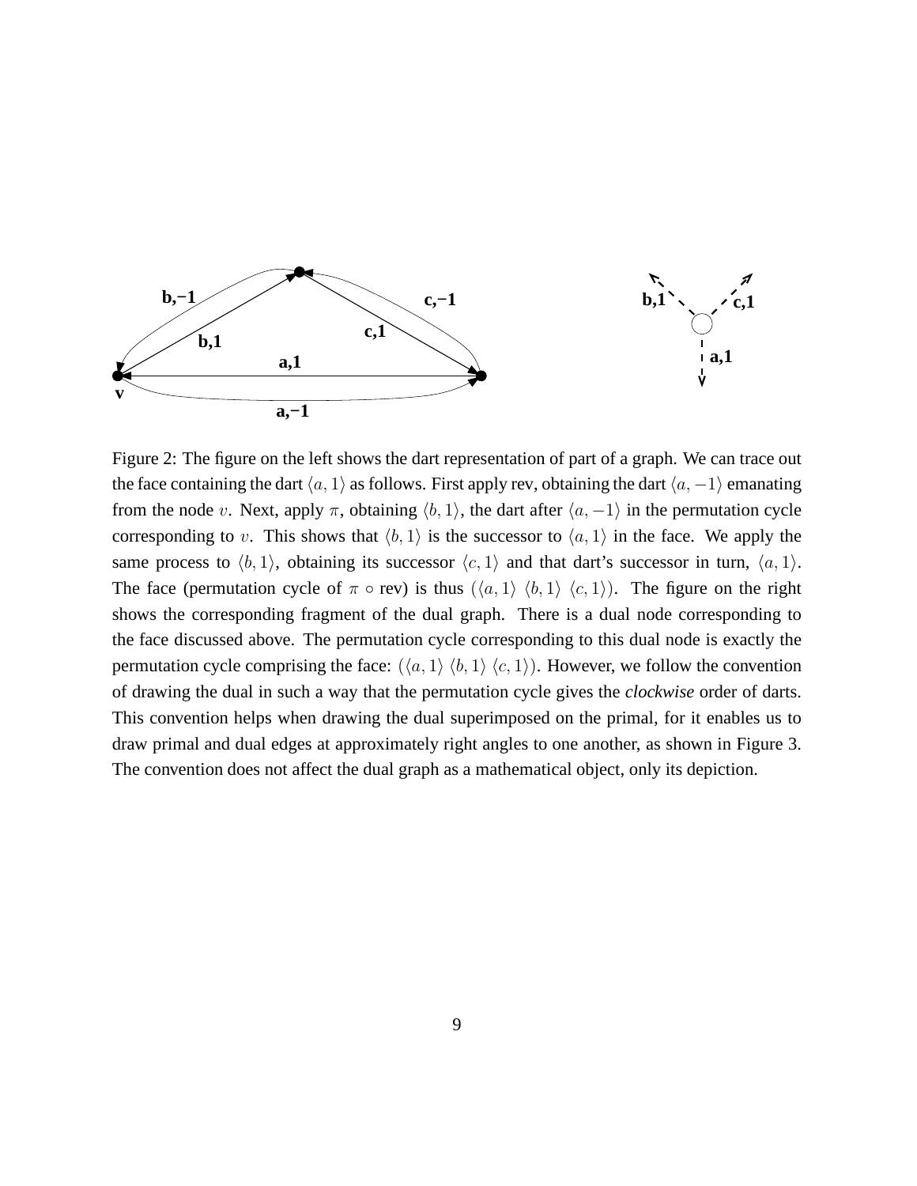Figure 2: The figure on the left shows the dart representation of part of a graph. We can trace out the face containing the dart $\langle a, 1\rangle$ as follows. First apply rev, obtaining the dart $\langle a, -1\rangle$ emanating from the node $v$. Next, apply $\pi$, obtaining $\langle b, 1\rangle$, the dart after $\langle a, -1\rangle$ in the permutation cycle corresponding to $v$. This shows that $\langle b, 1\rangle$ is the successor to $\langle a, 1\rangle$ in the face. We apply the same process to $\langle b, 1\rangle$, obtaining its successor $\langle c, 1\rangle$ and that dart's successor in turn, $\langle a, 1\rangle$. The face (permutation cycle of $\pi \circ$ rev) is thus $(\langle a, 1\rangle\ \langle b, 1\rangle\ \langle c, 1\rangle)$. The figure on the right shows the corresponding fragment of the dual graph. There is a dual node corresponding to the face discussed above. The permutation cycle corresponding to this dual node is exactly the permutation cycle comprising the face: $(\langle a, 1\rangle\ \langle b, 1\rangle\ \langle c, 1\rangle)$. However, we follow the convention of drawing the dual in such a way that the permutation cycle gives the *clockwise* order of darts. This convention helps when drawing the dual superimposed on the primal, for it enables us to draw primal and dual edges at approximately right angles to one another, as shown in Figure 3. The convention does not affect the dual graph as a mathematical object, only its depiction.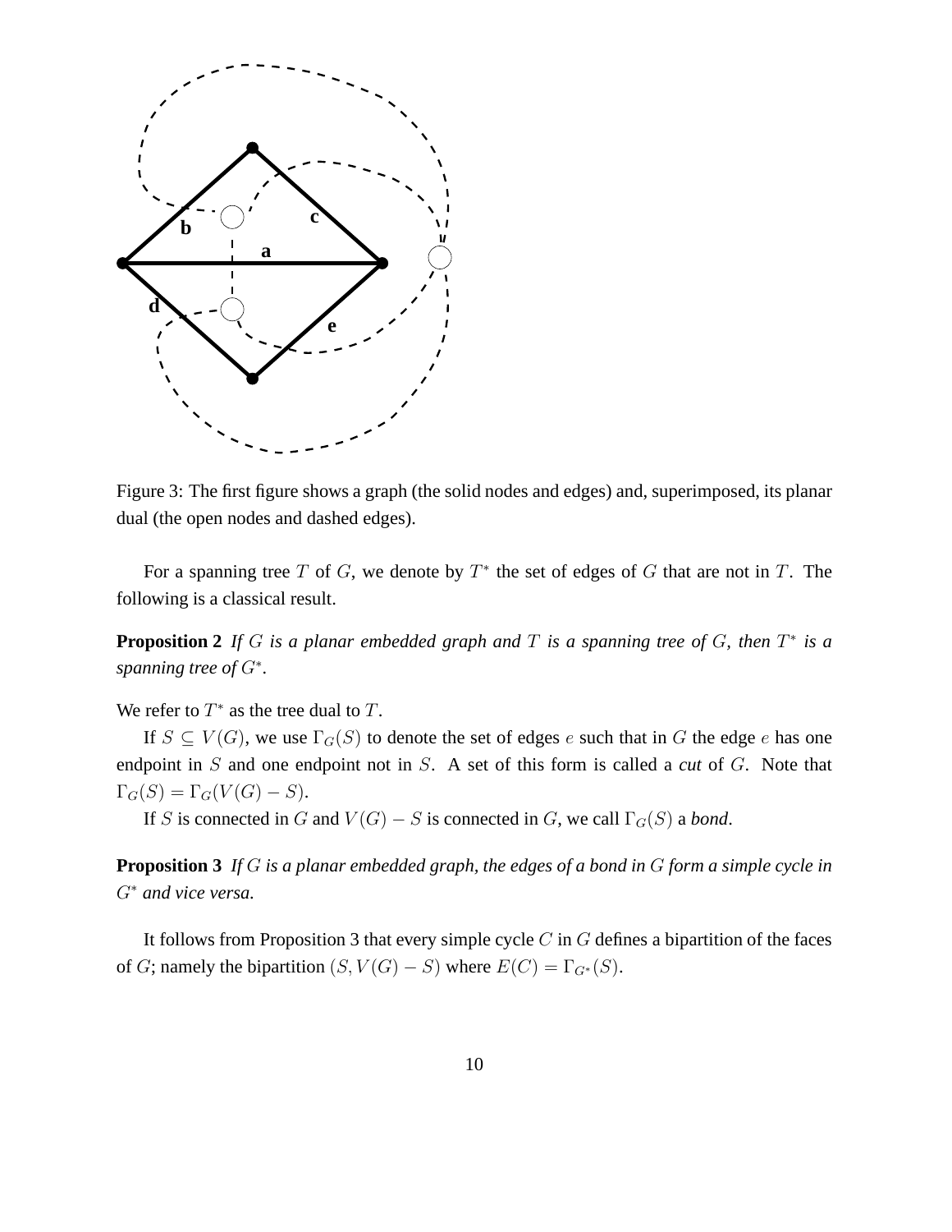Figure 3: The first figure shows a graph (the solid nodes and edges) and, superimposed, its planar dual (the open nodes and dashed edges).

For a spanning tree $T$ of $G$, we denote by $T^*$ the set of edges of $G$ that are not in $T$. The following is a classical result.

**Proposition 2** *If $G$ is a planar embedded graph and $T$ is a spanning tree of $G$, then $T^*$ is a spanning tree of $G^*$.*

We refer to $T^*$ as the tree dual to $T$.

If $S \subseteq V(G)$, we use $\Gamma_G(S)$ to denote the set of edges $e$ such that in $G$ the edge $e$ has one endpoint in $S$ and one endpoint not in $S$. A set of this form is called a *cut* of $G$. Note that $\Gamma_G(S) = \Gamma_G(V(G) - S)$.

If $S$ is connected in $G$ and $V(G) - S$ is connected in $G$, we call $\Gamma_G(S)$ a *bond*.

**Proposition 3** *If $G$ is a planar embedded graph, the edges of a bond in $G$ form a simple cycle in $G^*$ and vice versa.*

It follows from Proposition 3 that every simple cycle $C$ in $G$ defines a bipartition of the faces of $G$; namely the bipartition $(S, V(G) - S)$ where $E(C) = \Gamma_{G^*}(S)$.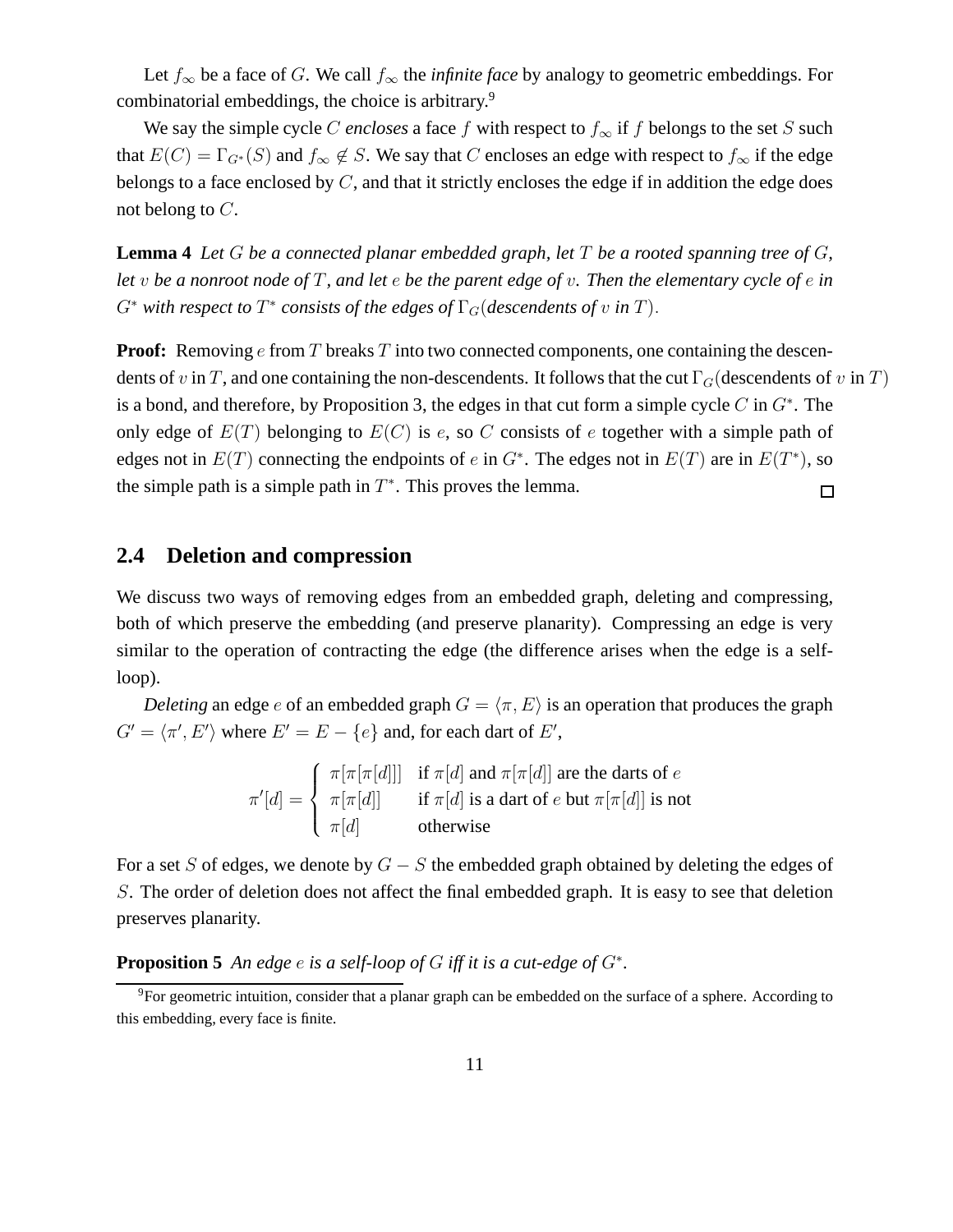Let $f_\infty$ be a face of $G$. We call $f_\infty$ the *infinite face* by analogy to geometric embeddings. For combinatorial embeddings, the choice is arbitrary.[9]

We say the simple cycle $C$ *encloses* a face $f$ with respect to $f_\infty$ if $f$ belongs to the set $S$ such that $E(C) = \Gamma_{G^*}(S)$ and $f_\infty \notin S$. We say that $C$ encloses an edge with respect to $f_\infty$ if the edge belongs to a face enclosed by $C$, and that it strictly encloses the edge if in addition the edge does not belong to $C$.

**Lemma 4** *Let $G$ be a connected planar embedded graph, let $T$ be a rooted spanning tree of $G$, let $v$ be a nonroot node of $T$, and let $e$ be the parent edge of $v$. Then the elementary cycle of $e$ in $G^*$ with respect to $T^*$ consists of the edges of $\Gamma_G$(descendents of $v$ in $T$).*

**Proof:** Removing $e$ from $T$ breaks $T$ into two connected components, one containing the descendents of $v$ in $T$, and one containing the non-descendents. It follows that the cut $\Gamma_G$(descendents of $v$ in $T$) is a bond, and therefore, by Proposition 3, the edges in that cut form a simple cycle $C$ in $G^*$. The only edge of $E(T)$ belonging to $E(C)$ is $e$, so $C$ consists of $e$ together with a simple path of edges not in $E(T)$ connecting the endpoints of $e$ in $G^*$. The edges not in $E(T)$ are in $E(T^*)$, so the simple path is a simple path in $T^*$. This proves the lemma. $\square$

## 2.4 Deletion and compression

We discuss two ways of removing edges from an embedded graph, deleting and compressing, both of which preserve the embedding (and preserve planarity). Compressing an edge is very similar to the operation of contracting the edge (the difference arises when the edge is a self-loop).

*Deleting* an edge $e$ of an embedded graph $G = \langle \pi, E \rangle$ is an operation that produces the graph $G' = \langle \pi', E' \rangle$ where $E' = E - \{e\}$ and, for each dart of $E'$,

$$\pi'[d] = \begin{cases} \pi[\pi[\pi[d]]] & \text{if } \pi[d] \text{ and } \pi[\pi[d]] \text{ are the darts of } e \\ \pi[\pi[d]] & \text{if } \pi[d] \text{ is a dart of } e \text{ but } \pi[\pi[d]] \text{ is not} \\ \pi[d] & \text{otherwise} \end{cases}$$

For a set $S$ of edges, we denote by $G - S$ the embedded graph obtained by deleting the edges of $S$. The order of deletion does not affect the final embedded graph. It is easy to see that deletion preserves planarity.

**Proposition 5** *An edge $e$ is a self-loop of $G$ iff it is a cut-edge of $G^*$.*

[9] For geometric intuition, consider that a planar graph can be embedded on the surface of a sphere. According to this embedding, every face is finite.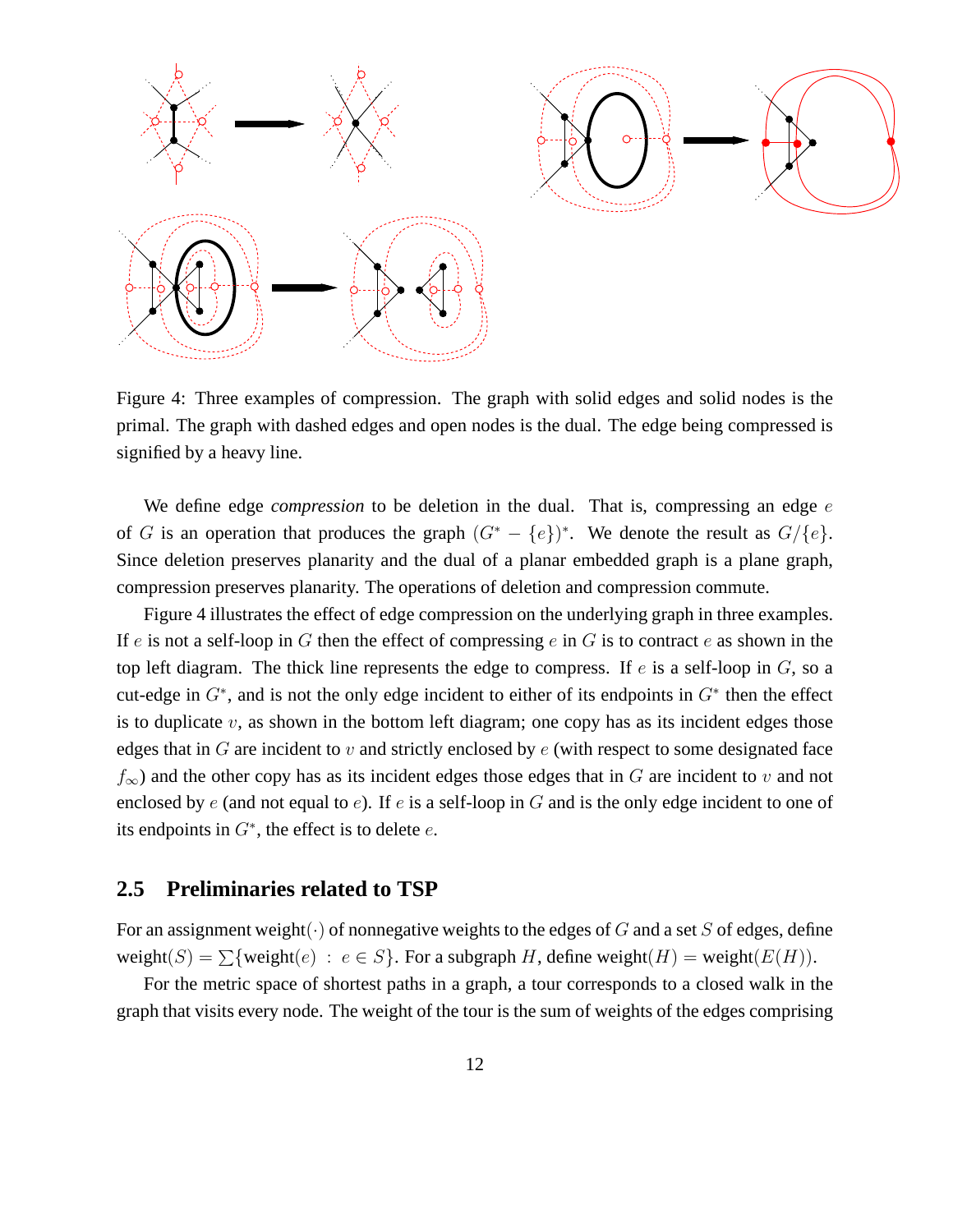Figure 4: Three examples of compression. The graph with solid edges and solid nodes is the primal. The graph with dashed edges and open nodes is the dual. The edge being compressed is signified by a heavy line.

We define edge *compression* to be deletion in the dual. That is, compressing an edge $e$ of $G$ is an operation that produces the graph $(G^* - \{e\})^*$. We denote the result as $G/\{e\}$. Since deletion preserves planarity and the dual of a planar embedded graph is a plane graph, compression preserves planarity. The operations of deletion and compression commute.

Figure 4 illustrates the effect of edge compression on the underlying graph in three examples. If $e$ is not a self-loop in $G$ then the effect of compressing $e$ in $G$ is to contract $e$ as shown in the top left diagram. The thick line represents the edge to compress. If $e$ is a self-loop in $G$, so a cut-edge in $G^*$, and is not the only edge incident to either of its endpoints in $G^*$ then the effect is to duplicate $v$, as shown in the bottom left diagram; one copy has as its incident edges those edges that in $G$ are incident to $v$ and strictly enclosed by $e$ (with respect to some designated face $f_\infty$) and the other copy has as its incident edges those edges that in $G$ are incident to $v$ and not enclosed by $e$ (and not equal to $e$). If $e$ is a self-loop in $G$ and is the only edge incident to one of its endpoints in $G^*$, the effect is to delete $e$.

## 2.5 Preliminaries related to TSP

For an assignment weight$(\cdot)$ of nonnegative weights to the edges of $G$ and a set $S$ of edges, define $\text{weight}(S) = \sum\{\text{weight}(e) \ : \ e \in S\}$. For a subgraph $H$, define $\text{weight}(H) = \text{weight}(E(H))$.

For the metric space of shortest paths in a graph, a tour corresponds to a closed walk in the graph that visits every node. The weight of the tour is the sum of weights of the edges comprising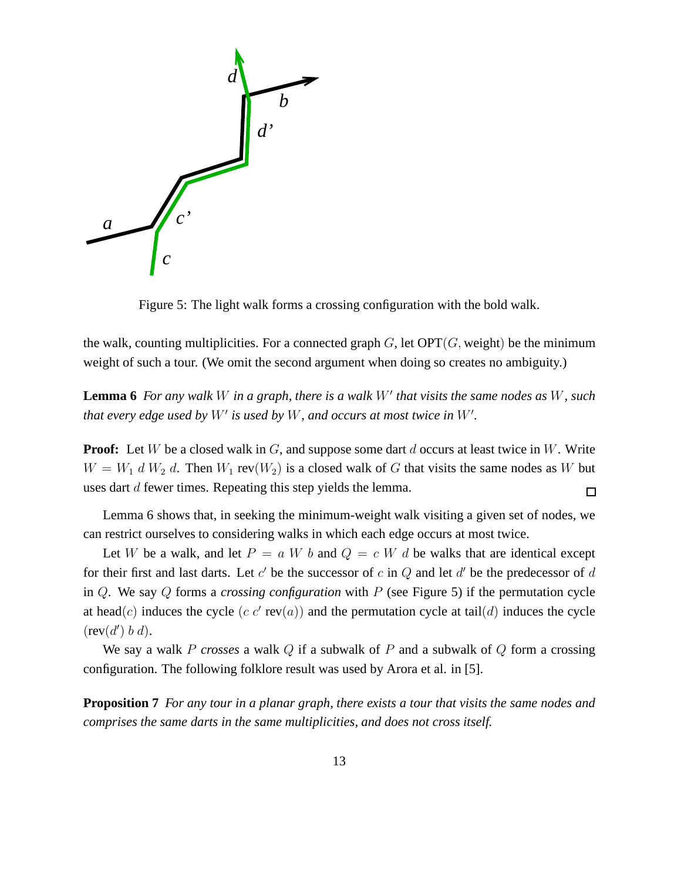Figure 5: The light walk forms a crossing configuration with the bold walk.

the walk, counting multiplicities. For a connected graph $G$, let OPT$(G, \text{weight})$ be the minimum weight of such a tour. (We omit the second argument when doing so creates no ambiguity.)

**Lemma 6** *For any walk $W$ in a graph, there is a walk $W'$ that visits the same nodes as $W$, such that every edge used by $W'$ is used by $W$, and occurs at most twice in $W'$.*

**Proof:** Let $W$ be a closed walk in $G$, and suppose some dart $d$ occurs at least twice in $W$. Write $W = W_1\ d\ W_2\ d$. Then $W_1\ \text{rev}(W_2)$ is a closed walk of $G$ that visits the same nodes as $W$ but uses dart $d$ fewer times. Repeating this step yields the lemma. □

Lemma 6 shows that, in seeking the minimum-weight walk visiting a given set of nodes, we can restrict ourselves to considering walks in which each edge occurs at most twice.

Let $W$ be a walk, and let $P = a\ W\ b$ and $Q = c\ W\ d$ be walks that are identical except for their first and last darts. Let $c'$ be the successor of $c$ in $Q$ and let $d'$ be the predecessor of $d$ in $Q$. We say $Q$ forms a *crossing configuration* with $P$ (see Figure 5) if the permutation cycle at head$(c)$ induces the cycle $(c\ c'\ \text{rev}(a))$ and the permutation cycle at tail$(d)$ induces the cycle $(\text{rev}(d')\ b\ d)$.

We say a walk $P$ *crosses* a walk $Q$ if a subwalk of $P$ and a subwalk of $Q$ form a crossing configuration. The following folklore result was used by Arora et al. in [5].

**Proposition 7** *For any tour in a planar graph, there exists a tour that visits the same nodes and comprises the same darts in the same multiplicities, and does not cross itself.*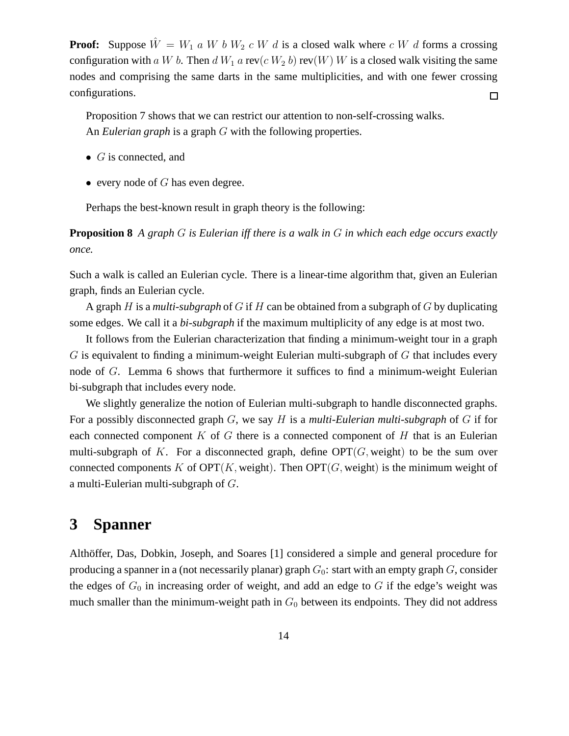**Proof:** Suppose $\hat{W} = W_1 \; a \; W \; b \; W_2 \; c \; W \; d$ is a closed walk where $c \; W \; d$ forms a crossing configuration with $a \; W \; b$. Then $d \; W_1 \; a \; \text{rev}(c \; W_2 \; b) \; \text{rev}(W) \; W$ is a closed walk visiting the same nodes and comprising the same darts in the same multiplicities, and with one fewer crossing configurations. □

Proposition 7 shows that we can restrict our attention to non-self-crossing walks.

An *Eulerian graph* is a graph $G$ with the following properties.

- $G$ is connected, and
- every node of $G$ has even degree.

Perhaps the best-known result in graph theory is the following:

**Proposition 8** *A graph $G$ is Eulerian iff there is a walk in $G$ in which each edge occurs exactly once.*

Such a walk is called an Eulerian cycle. There is a linear-time algorithm that, given an Eulerian graph, finds an Eulerian cycle.

A graph $H$ is a ***multi-subgraph*** of $G$ if $H$ can be obtained from a subgraph of $G$ by duplicating some edges. We call it a ***bi-subgraph*** if the maximum multiplicity of any edge is at most two.

It follows from the Eulerian characterization that finding a minimum-weight tour in a graph $G$ is equivalent to finding a minimum-weight Eulerian multi-subgraph of $G$ that includes every node of $G$. Lemma 6 shows that furthermore it suffices to find a minimum-weight Eulerian bi-subgraph that includes every node.

We slightly generalize the notion of Eulerian multi-subgraph to handle disconnected graphs. For a possibly disconnected graph $G$, we say $H$ is a ***multi-Eulerian multi-subgraph*** of $G$ if for each connected component $K$ of $G$ there is a connected component of $H$ that is an Eulerian multi-subgraph of $K$. For a disconnected graph, define $\text{OPT}(G, \text{weight})$ to be the sum over connected components $K$ of $\text{OPT}(K, \text{weight})$. Then $\text{OPT}(G, \text{weight})$ is the minimum weight of a multi-Eulerian multi-subgraph of $G$.

# 3 Spanner

Althöffer, Das, Dobkin, Joseph, and Soares [1] considered a simple and general procedure for producing a spanner in a (not necessarily planar) graph $G_0$: start with an empty graph $G$, consider the edges of $G_0$ in increasing order of weight, and add an edge to $G$ if the edge's weight was much smaller than the minimum-weight path in $G_0$ between its endpoints. They did not address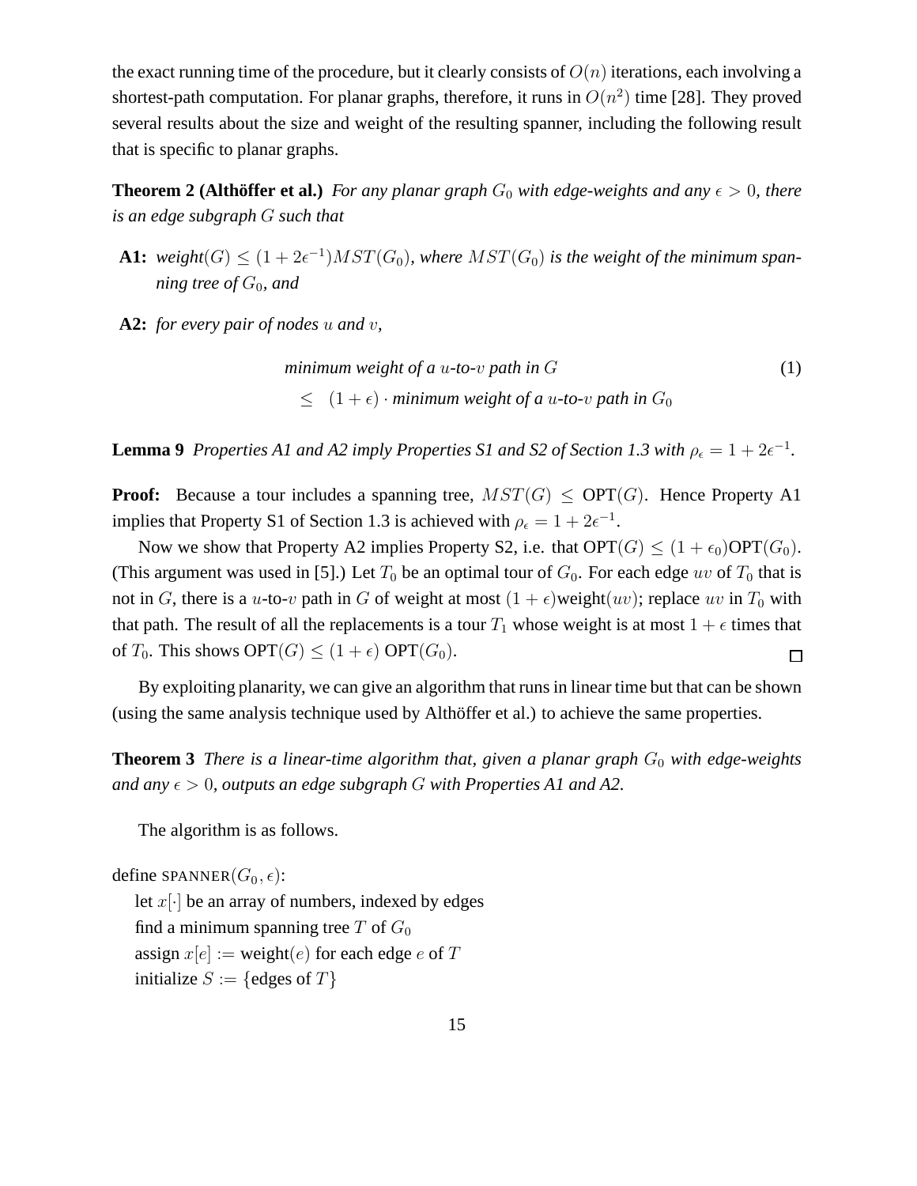the exact running time of the procedure, but it clearly consists of $O(n)$ iterations, each involving a shortest-path computation. For planar graphs, therefore, it runs in $O(n^2)$ time [28]. They proved several results about the size and weight of the resulting spanner, including the following result that is specific to planar graphs.

**Theorem 2 (Althöffer et al.)** *For any planar graph $G_0$ with edge-weights and any $\epsilon > 0$, there is an edge subgraph $G$ such that*

- **A1:** *weight$(G) \leq (1 + 2\epsilon^{-1})MST(G_0)$, where $MST(G_0)$ is the weight of the minimum spanning tree of $G_0$, and*
- **A2:** *for every pair of nodes $u$ and $v$,*

$$\begin{aligned} &\textit{minimum weight of a } u\textit{-to-}v \textit{ path in } G \\ \leq \quad &(1+\epsilon) \cdot \textit{minimum weight of a } u\textit{-to-}v \textit{ path in } G_0 \end{aligned} \tag{1}$$

**Lemma 9** *Properties A1 and A2 imply Properties S1 and S2 of Section 1.3 with $\rho_\epsilon = 1 + 2\epsilon^{-1}$.*

**Proof:** Because a tour includes a spanning tree, $MST(G) \leq \text{OPT}(G)$. Hence Property A1 implies that Property S1 of Section 1.3 is achieved with $\rho_\epsilon = 1 + 2\epsilon^{-1}$.

Now we show that Property A2 implies Property S2, i.e. that $\text{OPT}(G) \leq (1 + \epsilon_0)\text{OPT}(G_0)$. (This argument was used in [5].) Let $T_0$ be an optimal tour of $G_0$. For each edge $uv$ of $T_0$ that is not in $G$, there is a $u$-to-$v$ path in $G$ of weight at most $(1 + \epsilon)\text{weight}(uv)$; replace $uv$ in $T_0$ with that path. The result of all the replacements is a tour $T_1$ whose weight is at most $1 + \epsilon$ times that of $T_0$. This shows $\text{OPT}(G) \leq (1 + \epsilon)\ \text{OPT}(G_0)$. □

By exploiting planarity, we can give an algorithm that runs in linear time but that can be shown (using the same analysis technique used by Althöffer et al.) to achieve the same properties.

**Theorem 3** *There is a linear-time algorithm that, given a planar graph $G_0$ with edge-weights and any $\epsilon > 0$, outputs an edge subgraph $G$ with Properties A1 and A2.*

The algorithm is as follows.

```
define SPANNER(G_0, ε):
    let x[·] be an array of numbers, indexed by edges
    find a minimum spanning tree T of G_0
    assign x[e] := weight(e) for each edge e of T
    initialize S := {edges of T}
```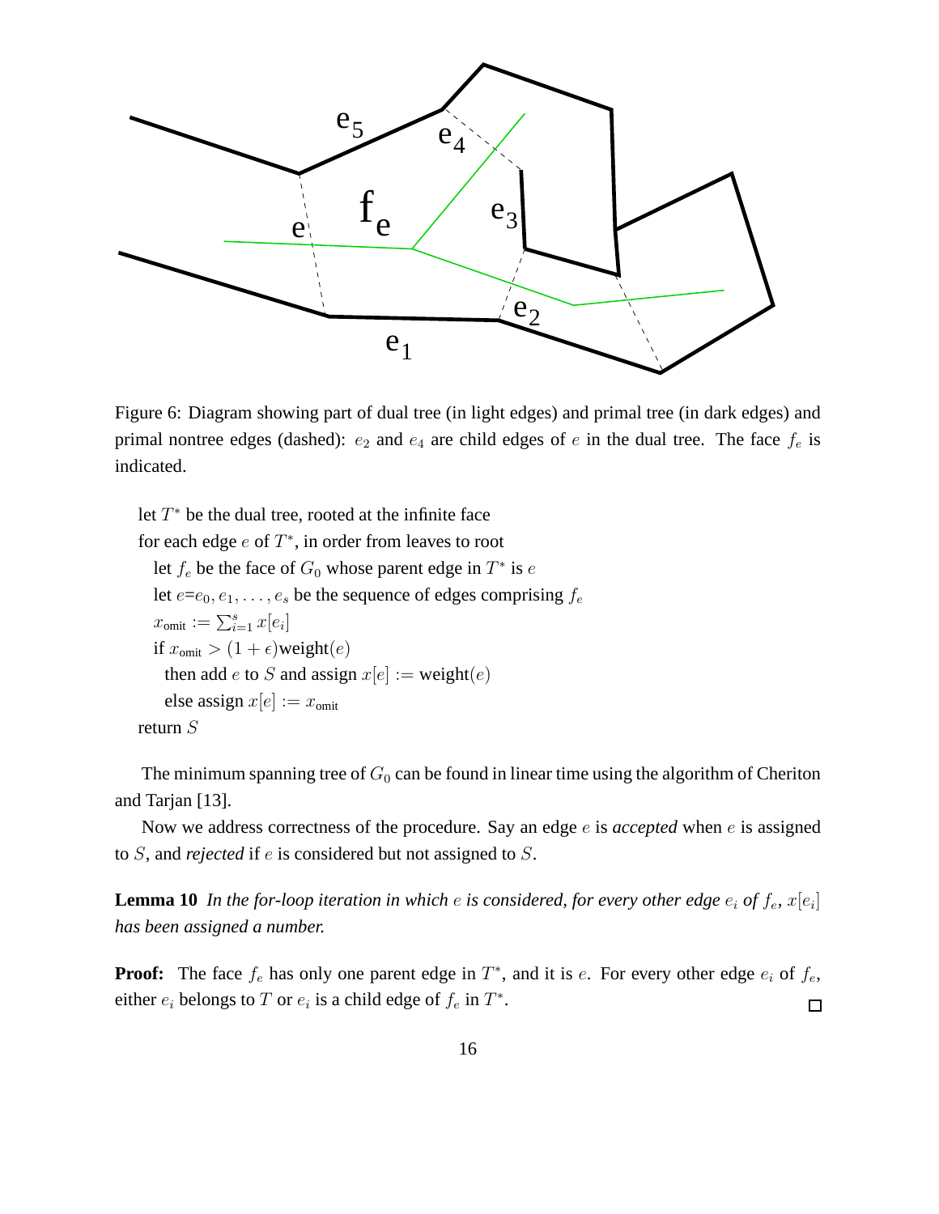Figure 6: Diagram showing part of dual tree (in light edges) and primal tree (in dark edges) and primal nontree edges (dashed): $e_2$ and $e_4$ are child edges of $e$ in the dual tree. The face $f_e$ is indicated.

let $T^*$ be the dual tree, rooted at the infinite face
for each edge $e$ of $T^*$, in order from leaves to root
  let $f_e$ be the face of $G_0$ whose parent edge in $T^*$ is $e$
  let $e$=$e_0, e_1, \ldots, e_s$ be the sequence of edges comprising $f_e$
  $x_{\text{omit}} := \sum_{i=1}^{s} x[e_i]$
  if $x_{\text{omit}} > (1+\epsilon)\text{weight}(e)$
    then add $e$ to $S$ and assign $x[e] := \text{weight}(e)$
    else assign $x[e] := x_{\text{omit}}$
return $S$

The minimum spanning tree of $G_0$ can be found in linear time using the algorithm of Cheriton and Tarjan [13].

Now we address correctness of the procedure. Say an edge $e$ is *accepted* when $e$ is assigned to $S$, and *rejected* if $e$ is considered but not assigned to $S$.

**Lemma 10** *In the for-loop iteration in which $e$ is considered, for every other edge $e_i$ of $f_e$, $x[e_i]$ has been assigned a number.*

**Proof:** The face $f_e$ has only one parent edge in $T^*$, and it is $e$. For every other edge $e_i$ of $f_e$, either $e_i$ belongs to $T$ or $e_i$ is a child edge of $f_e$ in $T^*$. □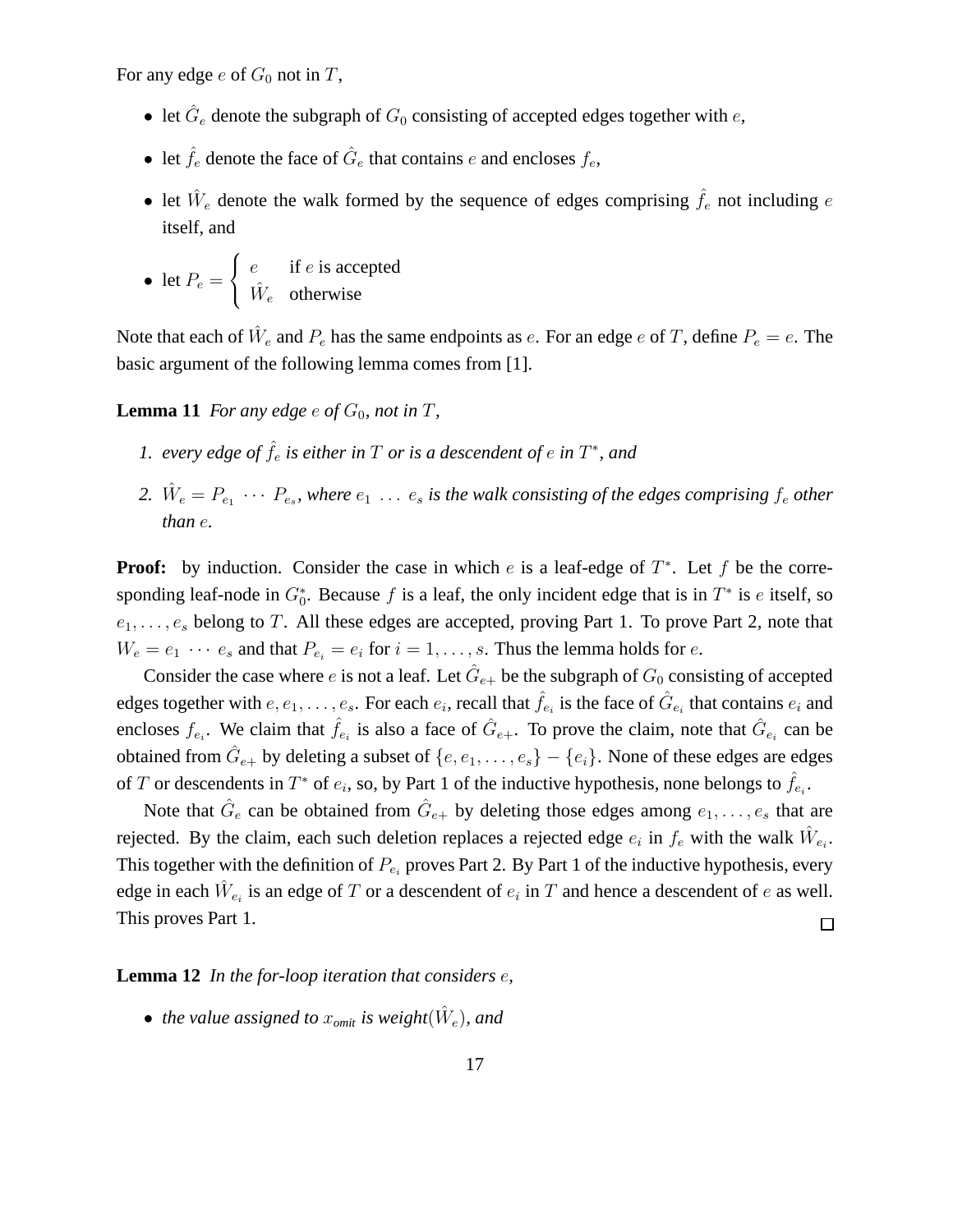For any edge $e$ of $G_0$ not in $T$,

- let $\hat{G}_e$ denote the subgraph of $G_0$ consisting of accepted edges together with $e$,
- let $\hat{f}_e$ denote the face of $\hat{G}_e$ that contains $e$ and encloses $f_e$,
- let $\hat{W}_e$ denote the walk formed by the sequence of edges comprising $\hat{f}_e$ not including $e$ itself, and
- let $P_e = \begin{cases} e & \text{if } e \text{ is accepted} \\ \hat{W}_e & \text{otherwise} \end{cases}$

Note that each of $\hat{W}_e$ and $P_e$ has the same endpoints as $e$. For an edge $e$ of $T$, define $P_e = e$. The basic argument of the following lemma comes from [1].

**Lemma 11** *For any edge $e$ of $G_0$, not in $T$,*

1. *every edge of $\hat{f}_e$ is either in $T$ or is a descendent of $e$ in $T^*$, and*
2. *$\hat{W}_e = P_{e_1} \cdots P_{e_s}$, where $e_1 \ldots e_s$ is the walk consisting of the edges comprising $f_e$ other than $e$.*

**Proof:** by induction. Consider the case in which $e$ is a leaf-edge of $T^*$. Let $f$ be the corresponding leaf-node in $G_0^*$. Because $f$ is a leaf, the only incident edge that is in $T^*$ is $e$ itself, so $e_1, \ldots, e_s$ belong to $T$. All these edges are accepted, proving Part 1. To prove Part 2, note that $W_e = e_1 \cdots e_s$ and that $P_{e_i} = e_i$ for $i = 1, \ldots, s$. Thus the lemma holds for $e$.

Consider the case where $e$ is not a leaf. Let $\hat{G}_{e+}$ be the subgraph of $G_0$ consisting of accepted edges together with $e, e_1, \ldots, e_s$. For each $e_i$, recall that $\hat{f}_{e_i}$ is the face of $\hat{G}_{e_i}$ that contains $e_i$ and encloses $f_{e_i}$. We claim that $\hat{f}_{e_i}$ is also a face of $\hat{G}_{e+}$. To prove the claim, note that $\hat{G}_{e_i}$ can be obtained from $\hat{G}_{e+}$ by deleting a subset of $\{e, e_1, \ldots, e_s\} - \{e_i\}$. None of these edges are edges of $T$ or descendents in $T^*$ of $e_i$, so, by Part 1 of the inductive hypothesis, none belongs to $\hat{f}_{e_i}$.

Note that $\hat{G}_e$ can be obtained from $\hat{G}_{e+}$ by deleting those edges among $e_1, \ldots, e_s$ that are rejected. By the claim, each such deletion replaces a rejected edge $e_i$ in $f_e$ with the walk $\hat{W}_{e_i}$. This together with the definition of $P_{e_i}$ proves Part 2. By Part 1 of the inductive hypothesis, every edge in each $\hat{W}_{e_i}$ is an edge of $T$ or a descendent of $e_i$ in $T$ and hence a descendent of $e$ as well. This proves Part 1. □

**Lemma 12** *In the for-loop iteration that considers $e$,*

- *the value assigned to $x_{omit}$ is weight($\hat{W}_e$), and*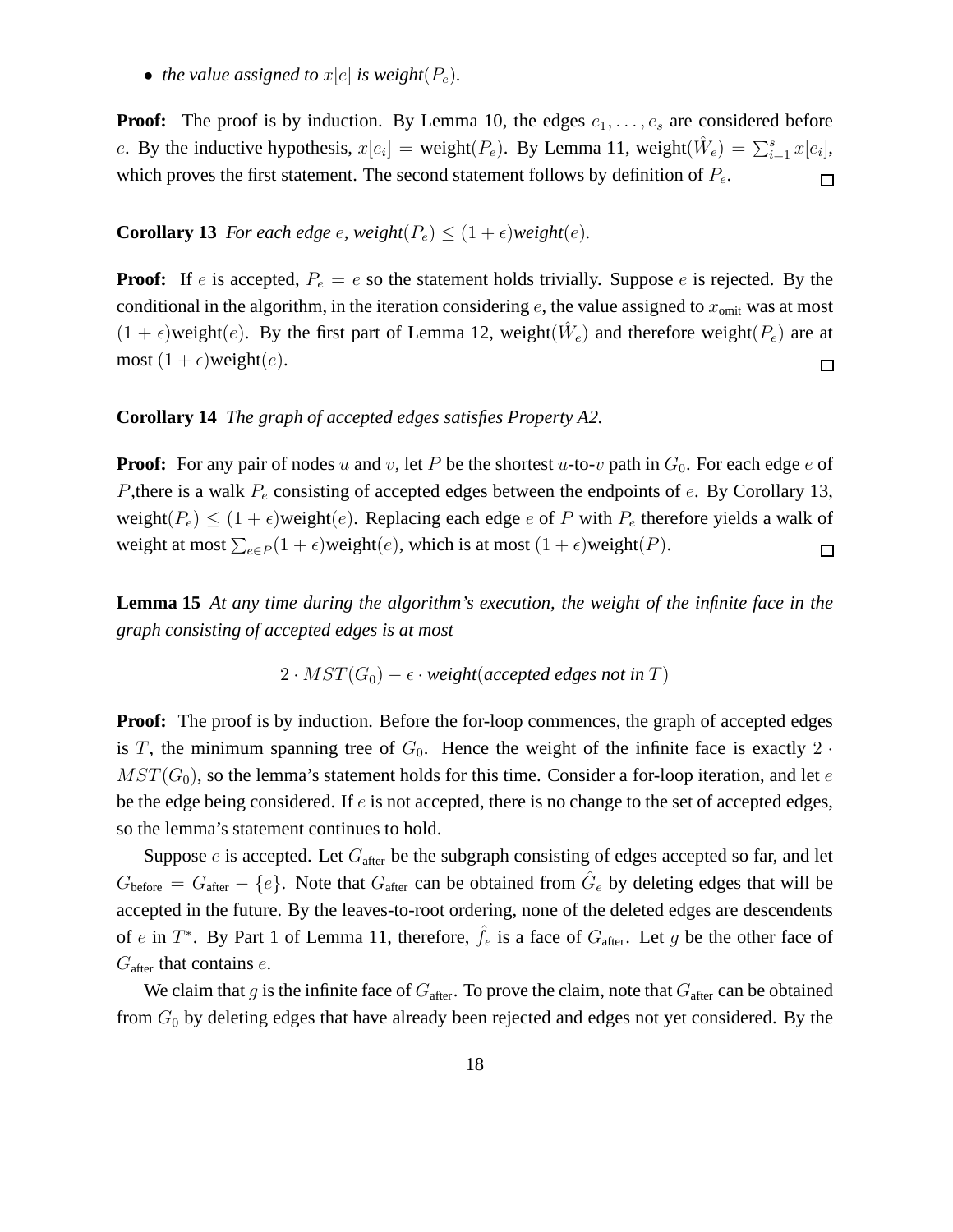- *the value assigned to $x[e]$ is weight$(P_e)$.*

**Proof:** The proof is by induction. By Lemma 10, the edges $e_1, \ldots, e_s$ are considered before $e$. By the inductive hypothesis, $x[e_i] = \text{weight}(P_e)$. By Lemma 11, $\text{weight}(\hat{W}_e) = \sum_{i=1}^{s} x[e_i]$, which proves the first statement. The second statement follows by definition of $P_e$. □

**Corollary 13** *For each edge $e$, weight$(P_e) \leq (1+\epsilon)$weight$(e)$.*

**Proof:** If $e$ is accepted, $P_e = e$ so the statement holds trivially. Suppose $e$ is rejected. By the conditional in the algorithm, in the iteration considering $e$, the value assigned to $x_{\text{omit}}$ was at most $(1+\epsilon)\text{weight}(e)$. By the first part of Lemma 12, $\text{weight}(\hat{W}_e)$ and therefore $\text{weight}(P_e)$ are at most $(1+\epsilon)\text{weight}(e)$. □

**Corollary 14** *The graph of accepted edges satisfies Property A2.*

**Proof:** For any pair of nodes $u$ and $v$, let $P$ be the shortest $u$-to-$v$ path in $G_0$. For each edge $e$ of $P$,there is a walk $P_e$ consisting of accepted edges between the endpoints of $e$. By Corollary 13, $\text{weight}(P_e) \leq (1+\epsilon)\text{weight}(e)$. Replacing each edge $e$ of $P$ with $P_e$ therefore yields a walk of weight at most $\sum_{e \in P}(1+\epsilon)\text{weight}(e)$, which is at most $(1+\epsilon)\text{weight}(P)$. □

**Lemma 15** *At any time during the algorithm's execution, the weight of the infinite face in the graph consisting of accepted edges is at most*

$$2 \cdot MST(G_0) - \epsilon \cdot \textit{weight}(\textit{accepted edges not in } T)$$

**Proof:** The proof is by induction. Before the for-loop commences, the graph of accepted edges is $T$, the minimum spanning tree of $G_0$. Hence the weight of the infinite face is exactly $2 \cdot MST(G_0)$, so the lemma's statement holds for this time. Consider a for-loop iteration, and let $e$ be the edge being considered. If $e$ is not accepted, there is no change to the set of accepted edges, so the lemma's statement continues to hold.

Suppose $e$ is accepted. Let $G_{\text{after}}$ be the subgraph consisting of edges accepted so far, and let $G_{\text{before}} = G_{\text{after}} - \{e\}$. Note that $G_{\text{after}}$ can be obtained from $\hat{G}_e$ by deleting edges that will be accepted in the future. By the leaves-to-root ordering, none of the deleted edges are descendents of $e$ in $T^*$. By Part 1 of Lemma 11, therefore, $\hat{f}_e$ is a face of $G_{\text{after}}$. Let $g$ be the other face of $G_{\text{after}}$ that contains $e$.

We claim that $g$ is the infinite face of $G_{\text{after}}$. To prove the claim, note that $G_{\text{after}}$ can be obtained from $G_0$ by deleting edges that have already been rejected and edges not yet considered. By the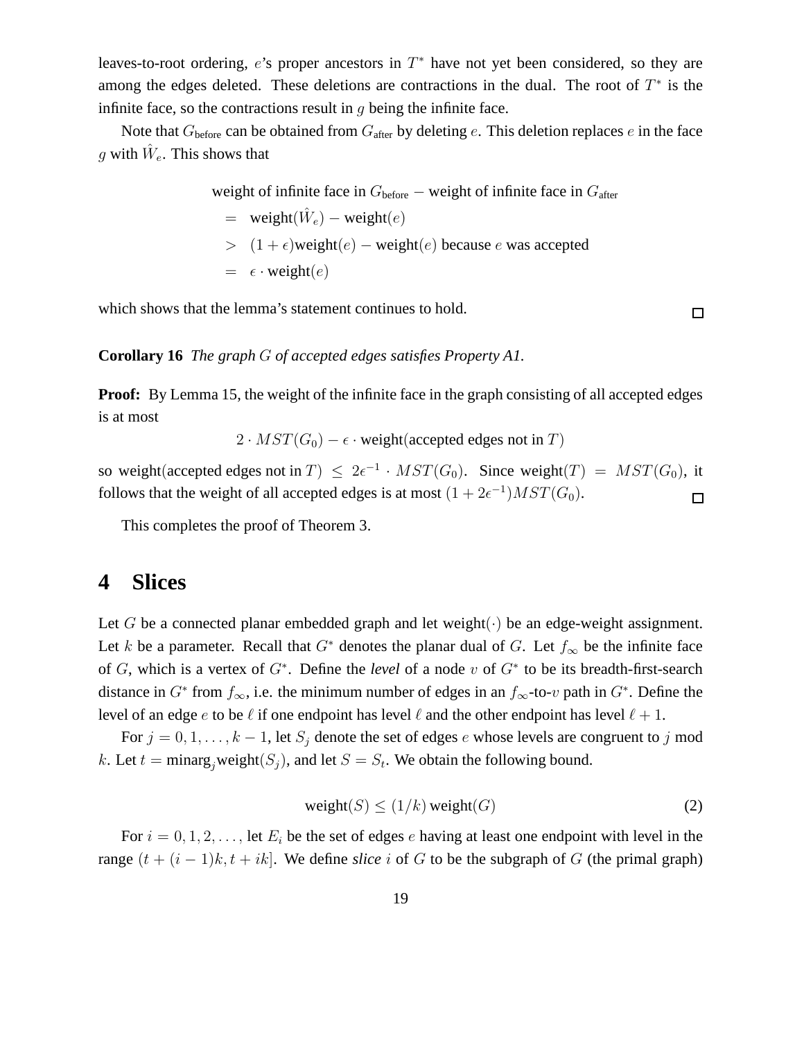leaves-to-root ordering, $e$'s proper ancestors in $T^*$ have not yet been considered, so they are among the edges deleted. These deletions are contractions in the dual. The root of $T^*$ is the infinite face, so the contractions result in $g$ being the infinite face.

Note that $G_{\text{before}}$ can be obtained from $G_{\text{after}}$ by deleting $e$. This deletion replaces $e$ in the face $g$ with $\hat{W}_e$. This shows that

$$
\begin{aligned}
&\text{weight of infinite face in } G_{\text{before}} - \text{weight of infinite face in } G_{\text{after}} \\
&\quad = \ \text{weight}(\hat{W}_e) - \text{weight}(e) \\
&\quad > \ (1+\epsilon)\text{weight}(e) - \text{weight}(e) \text{ because } e \text{ was accepted} \\
&\quad = \ \epsilon \cdot \text{weight}(e)
\end{aligned}
$$

which shows that the lemma's statement continues to hold. □

**Corollary 16** *The graph $G$ of accepted edges satisfies Property A1.*

**Proof:** By Lemma 15, the weight of the infinite face in the graph consisting of all accepted edges is at most

$$2 \cdot MST(G_0) - \epsilon \cdot \text{weight(accepted edges not in } T)$$

so weight(accepted edges not in $T$) $\leq 2\epsilon^{-1} \cdot MST(G_0)$. Since weight$(T) = MST(G_0)$, it follows that the weight of all accepted edges is at most $(1 + 2\epsilon^{-1})MST(G_0)$. □

This completes the proof of Theorem 3.

# 4 Slices

Let $G$ be a connected planar embedded graph and let weight$(\cdot)$ be an edge-weight assignment. Let $k$ be a parameter. Recall that $G^*$ denotes the planar dual of $G$. Let $f_\infty$ be the infinite face of $G$, which is a vertex of $G^*$. Define the *level* of a node $v$ of $G^*$ to be its breadth-first-search distance in $G^*$ from $f_\infty$, i.e. the minimum number of edges in an $f_\infty$-to-$v$ path in $G^*$. Define the level of an edge $e$ to be $\ell$ if one endpoint has level $\ell$ and the other endpoint has level $\ell + 1$.

For $j = 0, 1, \ldots, k-1$, let $S_j$ denote the set of edges $e$ whose levels are congruent to $j$ mod $k$. Let $t = \text{minarg}_j \text{weight}(S_j)$, and let $S = S_t$. We obtain the following bound.

$$\text{weight}(S) \leq (1/k)\,\text{weight}(G) \tag{2}$$

For $i = 0, 1, 2, \ldots$, let $E_i$ be the set of edges $e$ having at least one endpoint with level in the range $(t + (i-1)k, t + ik]$. We define *slice* $i$ of $G$ to be the subgraph of $G$ (the primal graph)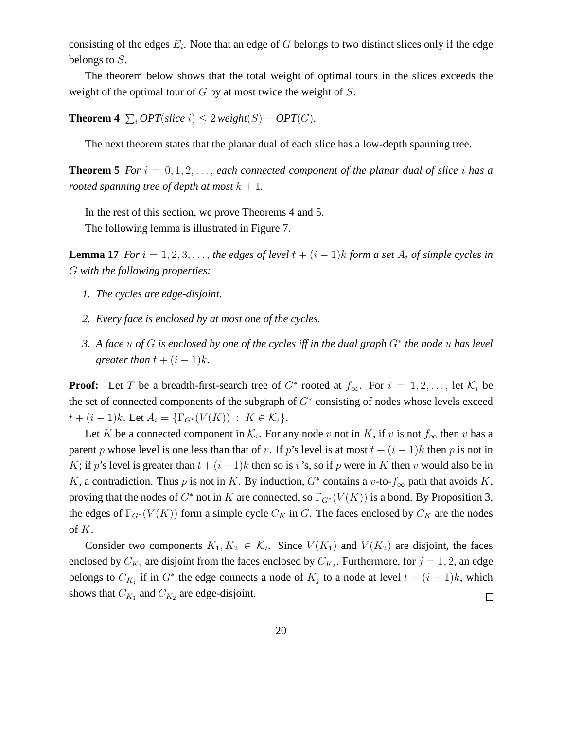consisting of the edges $E_i$. Note that an edge of $G$ belongs to two distinct slices only if the edge belongs to $S$.

The theorem below shows that the total weight of optimal tours in the slices exceeds the weight of the optimal tour of $G$ by at most twice the weight of $S$.

**Theorem 4** $\sum_i$ *OPT(slice $i$)* $\leq 2\,$*weight*$(S)$ + *OPT*$(G)$.

The next theorem states that the planar dual of each slice has a low-depth spanning tree.

**Theorem 5** *For $i = 0, 1, 2, \ldots,$ each connected component of the planar dual of slice $i$ has a rooted spanning tree of depth at most $k + 1$.*

In the rest of this section, we prove Theorems 4 and 5.

The following lemma is illustrated in Figure 7.

**Lemma 17** *For $i = 1, 2, 3, \ldots,$ the edges of level $t + (i-1)k$ form a set $A_i$ of simple cycles in $G$ with the following properties:*

1. *The cycles are edge-disjoint.*
2. *Every face is enclosed by at most one of the cycles.*
3. *A face $u$ of $G$ is enclosed by one of the cycles iff in the dual graph $G^*$ the node $u$ has level greater than $t + (i-1)k$.*

**Proof:** Let $T$ be a breadth-first-search tree of $G^*$ rooted at $f_\infty$. For $i = 1, 2, \ldots,$ let $\mathcal{K}_i$ be the set of connected components of the subgraph of $G^*$ consisting of nodes whose levels exceed $t + (i-1)k$. Let $A_i = \{\Gamma_{G^*}(V(K)) \,:\, K \in \mathcal{K}_i\}$.

Let $K$ be a connected component in $\mathcal{K}_i$. For any node $v$ not in $K$, if $v$ is not $f_\infty$ then $v$ has a parent $p$ whose level is one less than that of $v$. If $p$'s level is at most $t + (i-1)k$ then $p$ is not in $K$; if $p$'s level is greater than $t + (i-1)k$ then so is $v$'s, so if $p$ were in $K$ then $v$ would also be in $K$, a contradiction. Thus $p$ is not in $K$. By induction, $G^*$ contains a $v$-to-$f_\infty$ path that avoids $K$, proving that the nodes of $G^*$ not in $K$ are connected, so $\Gamma_{G^*}(V(K))$ is a bond. By Proposition 3, the edges of $\Gamma_{G^*}(V(K))$ form a simple cycle $C_K$ in $G$. The faces enclosed by $C_K$ are the nodes of $K$.

Consider two components $K_1, K_2 \in \mathcal{K}_i$. Since $V(K_1)$ and $V(K_2)$ are disjoint, the faces enclosed by $C_{K_1}$ are disjoint from the faces enclosed by $C_{K_2}$. Furthermore, for $j = 1, 2$, an edge belongs to $C_{K_j}$ if in $G^*$ the edge connects a node of $K_j$ to a node at level $t + (i-1)k$, which shows that $C_{K_1}$ and $C_{K_2}$ are edge-disjoint. □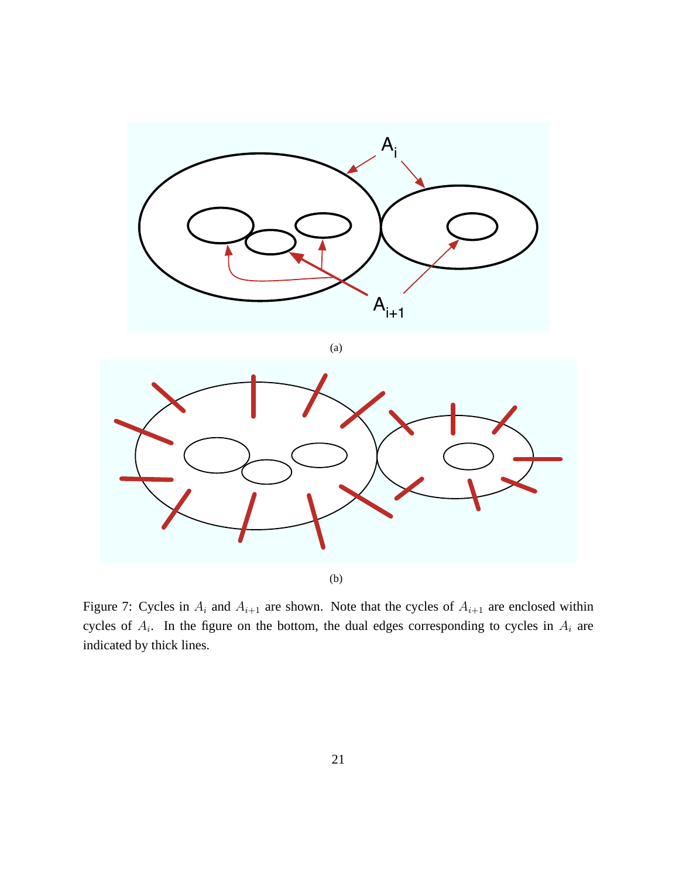(a)

(b)

Figure 7: Cycles in $A_i$ and $A_{i+1}$ are shown. Note that the cycles of $A_{i+1}$ are enclosed within cycles of $A_i$. In the figure on the bottom, the dual edges corresponding to cycles in $A_i$ are indicated by thick lines.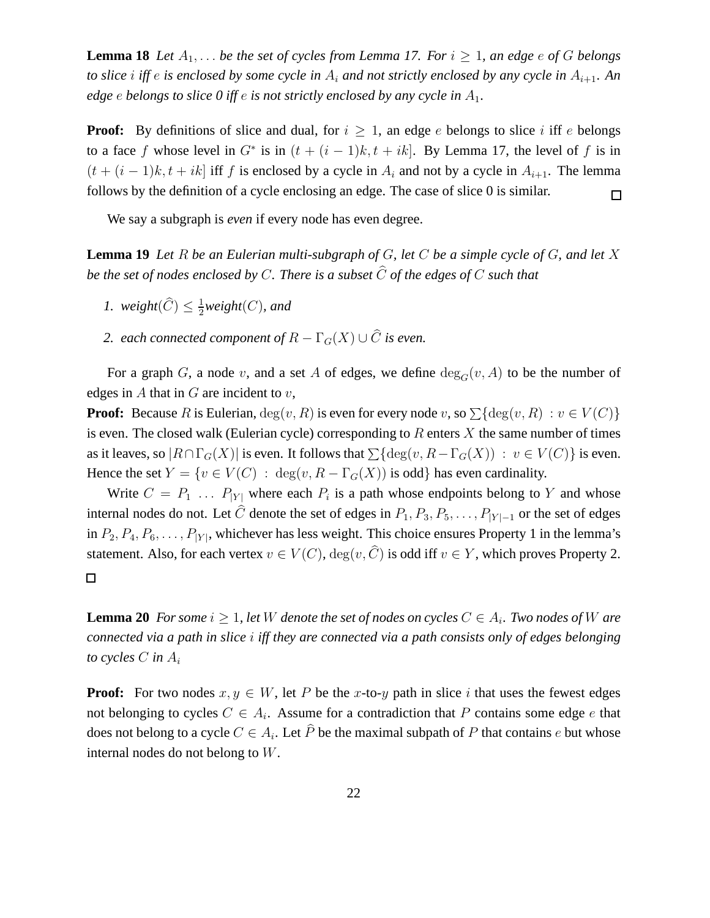**Lemma 18** *Let $A_1, \ldots$ be the set of cycles from Lemma 17. For $i \geq 1$, an edge $e$ of $G$ belongs to slice $i$ iff $e$ is enclosed by some cycle in $A_i$ and not strictly enclosed by any cycle in $A_{i+1}$. An edge $e$ belongs to slice 0 iff $e$ is not strictly enclosed by any cycle in $A_1$.*

**Proof:** By definitions of slice and dual, for $i \geq 1$, an edge $e$ belongs to slice $i$ iff $e$ belongs to a face $f$ whose level in $G^*$ is in $(t + (i-1)k, t + ik]$. By Lemma 17, the level of $f$ is in $(t + (i-1)k, t + ik]$ iff $f$ is enclosed by a cycle in $A_i$ and not by a cycle in $A_{i+1}$. The lemma follows by the definition of a cycle enclosing an edge. The case of slice 0 is similar. $\square$

We say a subgraph is *even* if every node has even degree.

**Lemma 19** *Let $R$ be an Eulerian multi-subgraph of $G$, let $C$ be a simple cycle of $G$, and let $X$ be the set of nodes enclosed by $C$. There is a subset $\widehat{C}$ of the edges of $C$ such that*

1. *weight$(\widehat{C}) \leq \frac{1}{2}$weight$(C)$, and*
2. *each connected component of $R - \Gamma_G(X) \cup \widehat{C}$ is even.*

For a graph $G$, a node $v$, and a set $A$ of edges, we define $\deg_G(v, A)$ to be the number of edges in $A$ that in $G$ are incident to $v$,

**Proof:** Because $R$ is Eulerian, $\deg(v, R)$ is even for every node $v$, so $\sum\{\deg(v, R) : v \in V(C)\}$ is even. The closed walk (Eulerian cycle) corresponding to $R$ enters $X$ the same number of times as it leaves, so $|R \cap \Gamma_G(X)|$ is even. It follows that $\sum\{\deg(v, R - \Gamma_G(X)) : v \in V(C)\}$ is even. Hence the set $Y = \{v \in V(C) : \deg(v, R - \Gamma_G(X)) \text{ is odd}\}$ has even cardinality.

Write $C = P_1 \ \ldots \ P_{|Y|}$ where each $P_i$ is a path whose endpoints belong to $Y$ and whose internal nodes do not. Let $\widehat{C}$ denote the set of edges in $P_1, P_3, P_5, \ldots, P_{|Y|-1}$ or the set of edges in $P_2, P_4, P_6, \ldots, P_{|Y|}$, whichever has less weight. This choice ensures Property 1 in the lemma's statement. Also, for each vertex $v \in V(C)$, $\deg(v, \widehat{C})$ is odd iff $v \in Y$, which proves Property 2. $\square$

**Lemma 20** *For some $i \geq 1$, let $W$ denote the set of nodes on cycles $C \in A_i$. Two nodes of $W$ are connected via a path in slice $i$ iff they are connected via a path consists only of edges belonging to cycles $C$ in $A_i$*

**Proof:** For two nodes $x, y \in W$, let $P$ be the $x$-to-$y$ path in slice $i$ that uses the fewest edges not belonging to cycles $C \in A_i$. Assume for a contradiction that $P$ contains some edge $e$ that does not belong to a cycle $C \in A_i$. Let $\widehat{P}$ be the maximal subpath of $P$ that contains $e$ but whose internal nodes do not belong to $W$.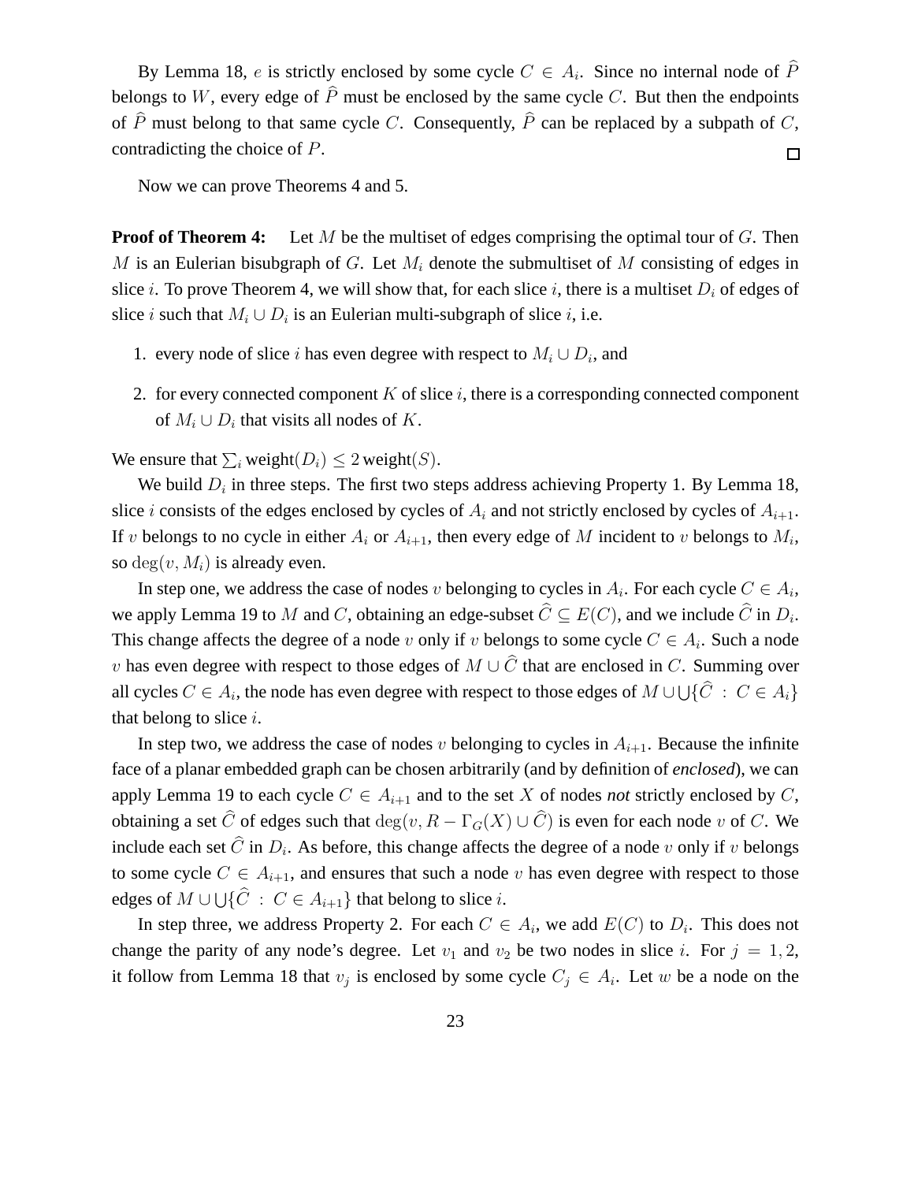By Lemma 18, $e$ is strictly enclosed by some cycle $C \in A_i$. Since no internal node of $\widehat{P}$ belongs to $W$, every edge of $\widehat{P}$ must be enclosed by the same cycle $C$. But then the endpoints of $\widehat{P}$ must belong to that same cycle $C$. Consequently, $\widehat{P}$ can be replaced by a subpath of $C$, contradicting the choice of $P$. $\square$

Now we can prove Theorems 4 and 5.

**Proof of Theorem 4:** Let $M$ be the multiset of edges comprising the optimal tour of $G$. Then $M$ is an Eulerian bisubgraph of $G$. Let $M_i$ denote the submultiset of $M$ consisting of edges in slice $i$. To prove Theorem 4, we will show that, for each slice $i$, there is a multiset $D_i$ of edges of slice $i$ such that $M_i \cup D_i$ is an Eulerian multi-subgraph of slice $i$, i.e.

1. every node of slice $i$ has even degree with respect to $M_i \cup D_i$, and
2. for every connected component $K$ of slice $i$, there is a corresponding connected component of $M_i \cup D_i$ that visits all nodes of $K$.

We ensure that $\sum_i \text{weight}(D_i) \leq 2\,\text{weight}(S)$.

We build $D_i$ in three steps. The first two steps address achieving Property 1. By Lemma 18, slice $i$ consists of the edges enclosed by cycles of $A_i$ and not strictly enclosed by cycles of $A_{i+1}$. If $v$ belongs to no cycle in either $A_i$ or $A_{i+1}$, then every edge of $M$ incident to $v$ belongs to $M_i$, so $\deg(v, M_i)$ is already even.

In step one, we address the case of nodes $v$ belonging to cycles in $A_i$. For each cycle $C \in A_i$, we apply Lemma 19 to $M$ and $C$, obtaining an edge-subset $\widehat{C} \subseteq E(C)$, and we include $\widehat{C}$ in $D_i$. This change affects the degree of a node $v$ only if $v$ belongs to some cycle $C \in A_i$. Such a node $v$ has even degree with respect to those edges of $M \cup \widehat{C}$ that are enclosed in $C$. Summing over all cycles $C \in A_i$, the node has even degree with respect to those edges of $M \cup \bigcup\{\widehat{C} \ : \ C \in A_i\}$ that belong to slice $i$.

In step two, we address the case of nodes $v$ belonging to cycles in $A_{i+1}$. Because the infinite face of a planar embedded graph can be chosen arbitrarily (and by definition of *enclosed*), we can apply Lemma 19 to each cycle $C \in A_{i+1}$ and to the set $X$ of nodes *not* strictly enclosed by $C$, obtaining a set $\widehat{C}$ of edges such that $\deg(v, R - \Gamma_G(X) \cup \widehat{C})$ is even for each node $v$ of $C$. We include each set $\widehat{C}$ in $D_i$. As before, this change affects the degree of a node $v$ only if $v$ belongs to some cycle $C \in A_{i+1}$, and ensures that such a node $v$ has even degree with respect to those edges of $M \cup \bigcup\{\widehat{C} \ : \ C \in A_{i+1}\}$ that belong to slice $i$.

In step three, we address Property 2. For each $C \in A_i$, we add $E(C)$ to $D_i$. This does not change the parity of any node's degree. Let $v_1$ and $v_2$ be two nodes in slice $i$. For $j = 1, 2$, it follow from Lemma 18 that $v_j$ is enclosed by some cycle $C_j \in A_i$. Let $w$ be a node on the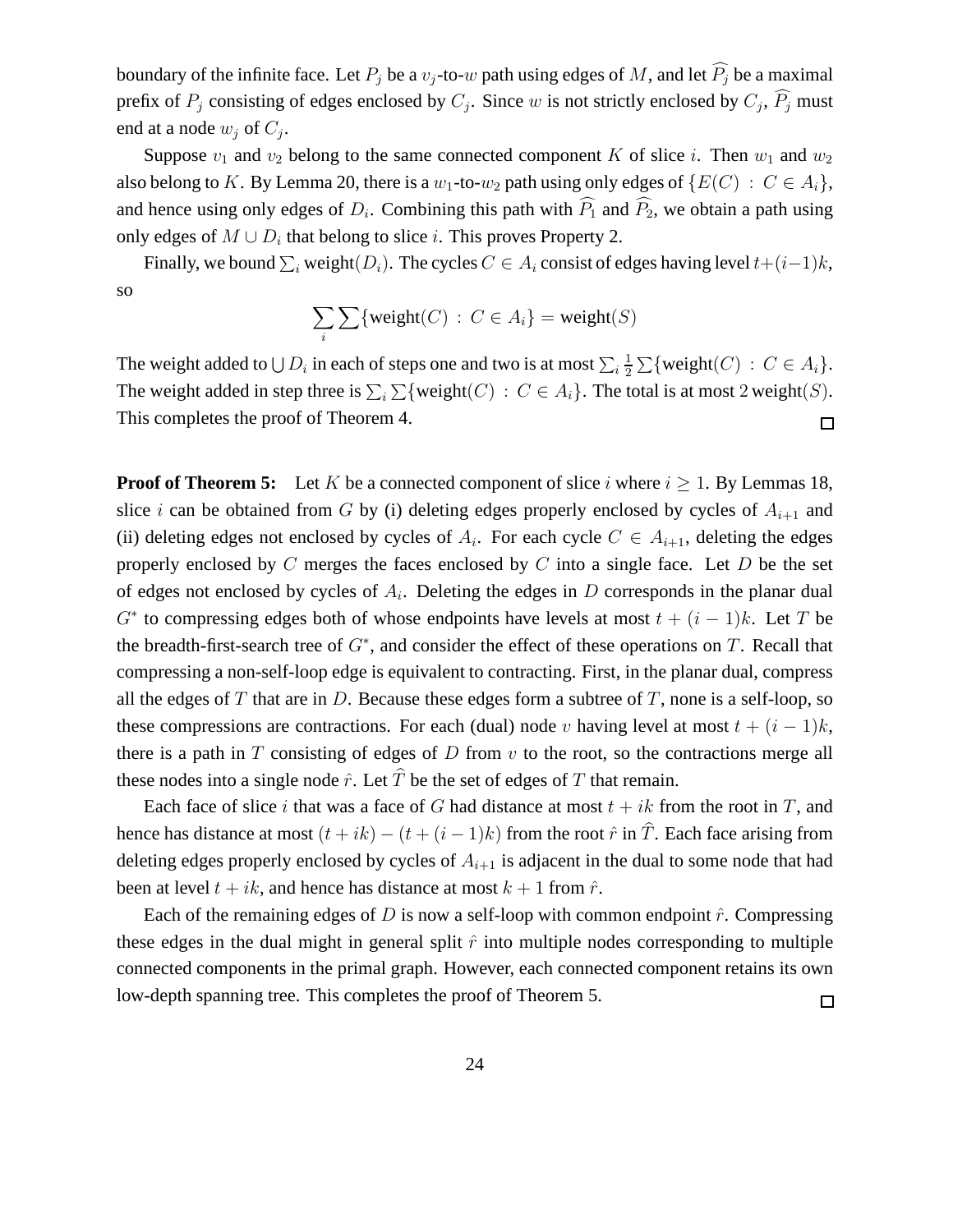boundary of the infinite face. Let $P_j$ be a $v_j$-to-$w$ path using edges of $M$, and let $\widehat{P_j}$ be a maximal prefix of $P_j$ consisting of edges enclosed by $C_j$. Since $w$ is not strictly enclosed by $C_j$, $\widehat{P_j}$ must end at a node $w_j$ of $C_j$.

Suppose $v_1$ and $v_2$ belong to the same connected component $K$ of slice $i$. Then $w_1$ and $w_2$ also belong to $K$. By Lemma 20, there is a $w_1$-to-$w_2$ path using only edges of $\{E(C) : C \in A_i\}$, and hence using only edges of $D_i$. Combining this path with $\widehat{P_1}$ and $\widehat{P_2}$, we obtain a path using only edges of $M \cup D_i$ that belong to slice $i$. This proves Property 2.

Finally, we bound $\sum_i \text{weight}(D_i)$. The cycles $C \in A_i$ consist of edges having level $t+(i-1)k$, so

$$\sum_i \sum \{\text{weight}(C) : C \in A_i\} = \text{weight}(S)$$

The weight added to $\bigcup D_i$ in each of steps one and two is at most $\sum_i \frac{1}{2} \sum \{\text{weight}(C) : C \in A_i\}$. The weight added in step three is $\sum_i \sum \{\text{weight}(C) : C \in A_i\}$. The total is at most $2\,\text{weight}(S)$. This completes the proof of Theorem 4. $\square$

**Proof of Theorem 5:** Let $K$ be a connected component of slice $i$ where $i \geq 1$. By Lemmas 18, slice $i$ can be obtained from $G$ by (i) deleting edges properly enclosed by cycles of $A_{i+1}$ and (ii) deleting edges not enclosed by cycles of $A_i$. For each cycle $C \in A_{i+1}$, deleting the edges properly enclosed by $C$ merges the faces enclosed by $C$ into a single face. Let $D$ be the set of edges not enclosed by cycles of $A_i$. Deleting the edges in $D$ corresponds in the planar dual $G^*$ to compressing edges both of whose endpoints have levels at most $t + (i-1)k$. Let $T$ be the breadth-first-search tree of $G^*$, and consider the effect of these operations on $T$. Recall that compressing a non-self-loop edge is equivalent to contracting. First, in the planar dual, compress all the edges of $T$ that are in $D$. Because these edges form a subtree of $T$, none is a self-loop, so these compressions are contractions. For each (dual) node $v$ having level at most $t + (i-1)k$, there is a path in $T$ consisting of edges of $D$ from $v$ to the root, so the contractions merge all these nodes into a single node $\hat{r}$. Let $\widehat{T}$ be the set of edges of $T$ that remain.

Each face of slice $i$ that was a face of $G$ had distance at most $t + ik$ from the root in $T$, and hence has distance at most $(t + ik) - (t + (i-1)k)$ from the root $\hat{r}$ in $\widehat{T}$. Each face arising from deleting edges properly enclosed by cycles of $A_{i+1}$ is adjacent in the dual to some node that had been at level $t + ik$, and hence has distance at most $k + 1$ from $\hat{r}$.

Each of the remaining edges of $D$ is now a self-loop with common endpoint $\hat{r}$. Compressing these edges in the dual might in general split $\hat{r}$ into multiple nodes corresponding to multiple connected components in the primal graph. However, each connected component retains its own low-depth spanning tree. This completes the proof of Theorem 5. $\square$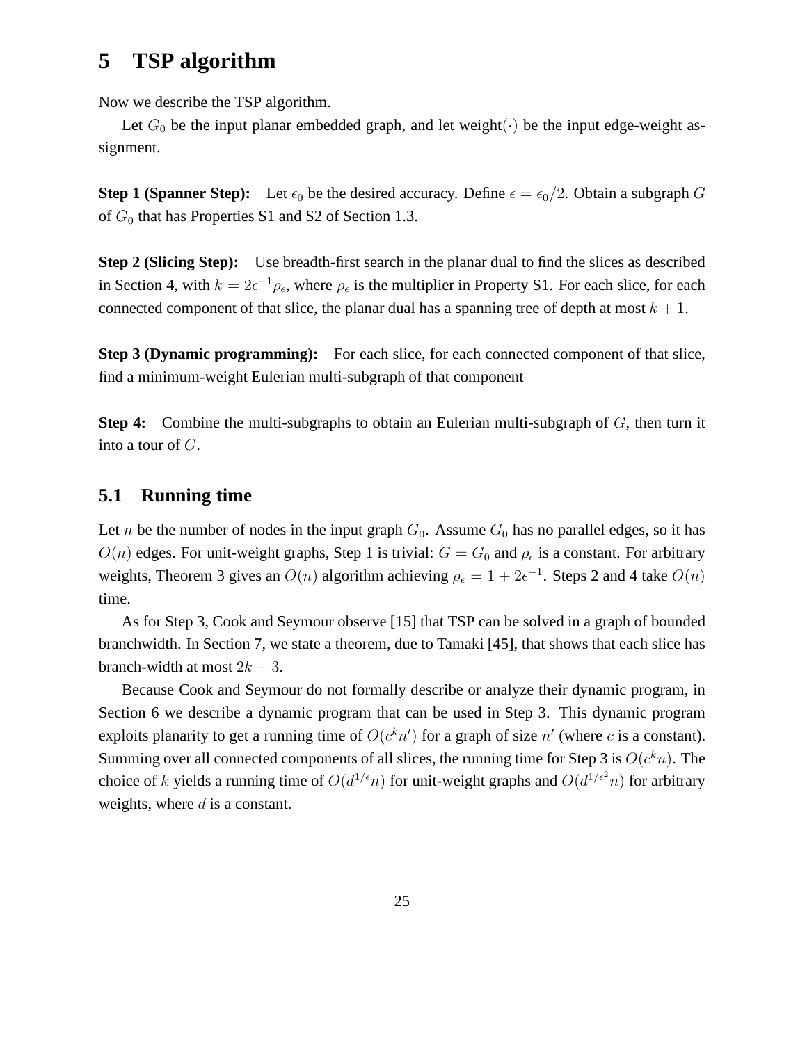# 5 TSP algorithm

Now we describe the TSP algorithm.

Let $G_0$ be the input planar embedded graph, and let weight$(\cdot)$ be the input edge-weight assignment.

**Step 1 (Spanner Step):** Let $\epsilon_0$ be the desired accuracy. Define $\epsilon = \epsilon_0/2$. Obtain a subgraph $G$ of $G_0$ that has Properties S1 and S2 of Section 1.3.

**Step 2 (Slicing Step):** Use breadth-first search in the planar dual to find the slices as described in Section 4, with $k = 2\epsilon^{-1}\rho_\epsilon$, where $\rho_\epsilon$ is the multiplier in Property S1. For each slice, for each connected component of that slice, the planar dual has a spanning tree of depth at most $k+1$.

**Step 3 (Dynamic programming):** For each slice, for each connected component of that slice, find a minimum-weight Eulerian multi-subgraph of that component

**Step 4:** Combine the multi-subgraphs to obtain an Eulerian multi-subgraph of $G$, then turn it into a tour of $G$.

## 5.1 Running time

Let $n$ be the number of nodes in the input graph $G_0$. Assume $G_0$ has no parallel edges, so it has $O(n)$ edges. For unit-weight graphs, Step 1 is trivial: $G = G_0$ and $\rho_\epsilon$ is a constant. For arbitrary weights, Theorem 3 gives an $O(n)$ algorithm achieving $\rho_\epsilon = 1 + 2\epsilon^{-1}$. Steps 2 and 4 take $O(n)$ time.

As for Step 3, Cook and Seymour observe [15] that TSP can be solved in a graph of bounded branchwidth. In Section 7, we state a theorem, due to Tamaki [45], that shows that each slice has branch-width at most $2k+3$.

Because Cook and Seymour do not formally describe or analyze their dynamic program, in Section 6 we describe a dynamic program that can be used in Step 3. This dynamic program exploits planarity to get a running time of $O(c^k n')$ for a graph of size $n'$ (where $c$ is a constant). Summing over all connected components of all slices, the running time for Step 3 is $O(c^k n)$. The choice of $k$ yields a running time of $O(d^{1/\epsilon} n)$ for unit-weight graphs and $O(d^{1/\epsilon^2} n)$ for arbitrary weights, where $d$ is a constant.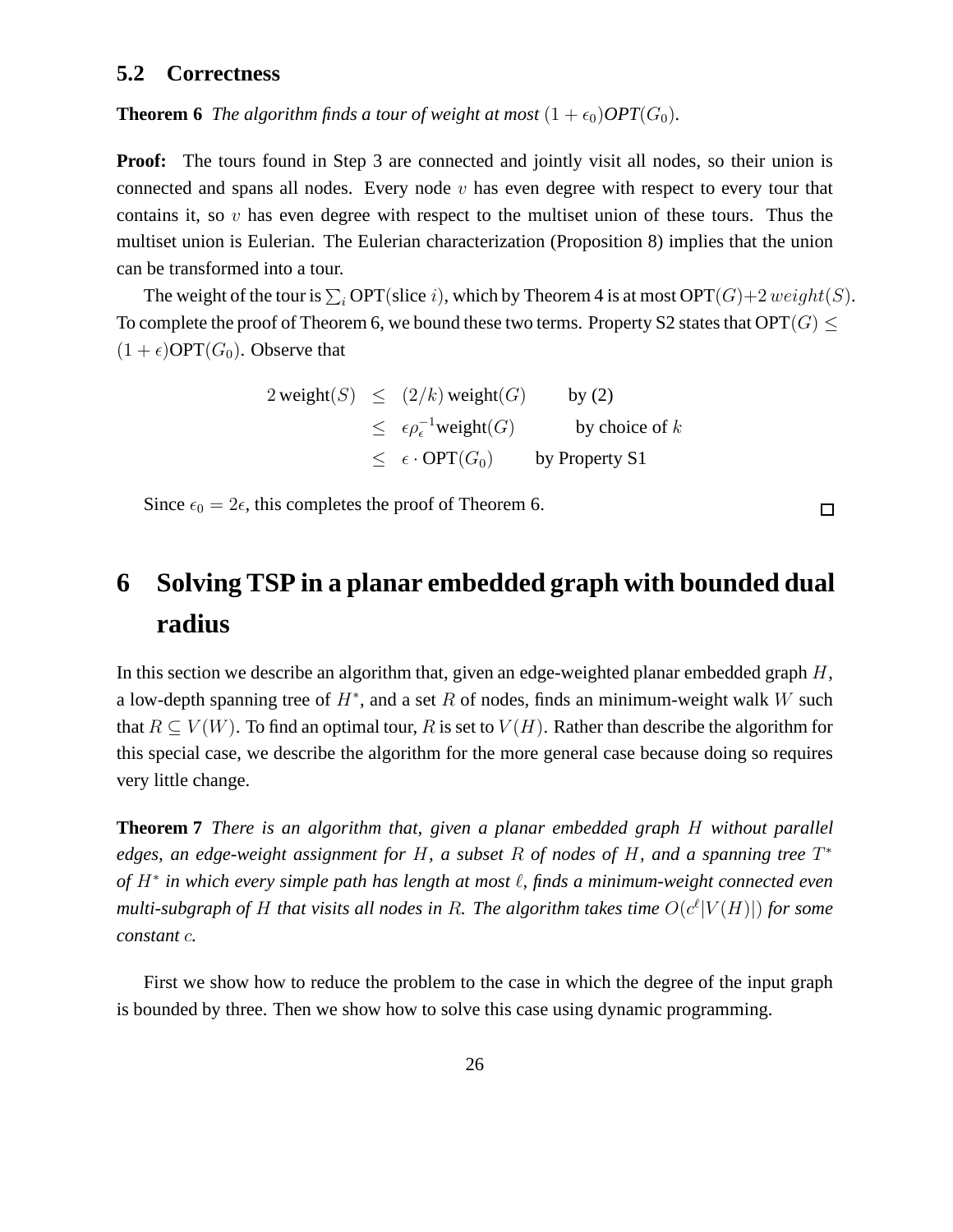### 5.2 Correctness

**Theorem 6** *The algorithm finds a tour of weight at most $(1+\epsilon_0)OPT(G_0)$.*

**Proof:** The tours found in Step 3 are connected and jointly visit all nodes, so their union is connected and spans all nodes. Every node $v$ has even degree with respect to every tour that contains it, so $v$ has even degree with respect to the multiset union of these tours. Thus the multiset union is Eulerian. The Eulerian characterization (Proposition 8) implies that the union can be transformed into a tour.

The weight of the tour is $\sum_i \text{OPT}(\text{slice } i)$, which by Theorem 4 is at most $\text{OPT}(G) + 2\, weight(S)$. To complete the proof of Theorem 6, we bound these two terms. Property S2 states that $\text{OPT}(G) \leq (1+\epsilon)\text{OPT}(G_0)$. Observe that

$$
\begin{aligned}
2\,\text{weight}(S) &\leq (2/k)\,\text{weight}(G) && \text{by (2)} \\
&\leq \epsilon\rho_\epsilon^{-1}\text{weight}(G) && \text{by choice of } k \\
&\leq \epsilon \cdot \text{OPT}(G_0) && \text{by Property S1}
\end{aligned}
$$

Since $\epsilon_0 = 2\epsilon$, this completes the proof of Theorem 6. □

# 6 Solving TSP in a planar embedded graph with bounded dual radius

In this section we describe an algorithm that, given an edge-weighted planar embedded graph $H$, a low-depth spanning tree of $H^*$, and a set $R$ of nodes, finds an minimum-weight walk $W$ such that $R \subseteq V(W)$. To find an optimal tour, $R$ is set to $V(H)$. Rather than describe the algorithm for this special case, we describe the algorithm for the more general case because doing so requires very little change.

**Theorem 7** *There is an algorithm that, given a planar embedded graph $H$ without parallel edges, an edge-weight assignment for $H$, a subset $R$ of nodes of $H$, and a spanning tree $T^*$ of $H^*$ in which every simple path has length at most $\ell$, finds a minimum-weight connected even multi-subgraph of $H$ that visits all nodes in $R$. The algorithm takes time $O(c^\ell |V(H)|)$ for some constant $c$.*

First we show how to reduce the problem to the case in which the degree of the input graph is bounded by three. Then we show how to solve this case using dynamic programming.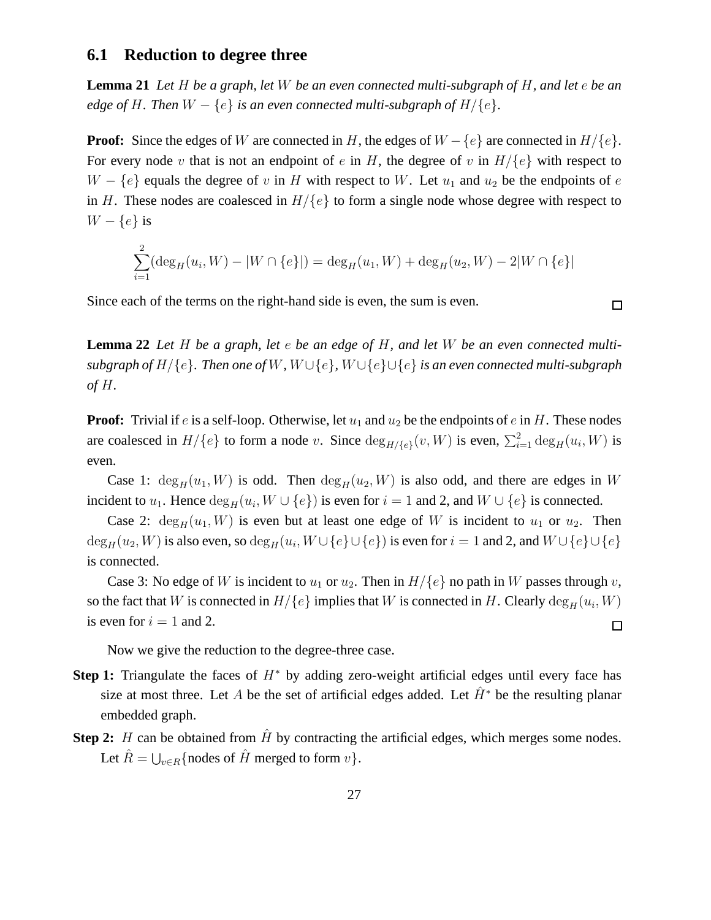### 6.1 Reduction to degree three

**Lemma 21** *Let $H$ be a graph, let $W$ be an even connected multi-subgraph of $H$, and let $e$ be an edge of $H$. Then $W - \{e\}$ is an even connected multi-subgraph of $H/\{e\}$.*

**Proof:** Since the edges of $W$ are connected in $H$, the edges of $W - \{e\}$ are connected in $H/\{e\}$. For every node $v$ that is not an endpoint of $e$ in $H$, the degree of $v$ in $H/\{e\}$ with respect to $W - \{e\}$ equals the degree of $v$ in $H$ with respect to $W$. Let $u_1$ and $u_2$ be the endpoints of $e$ in $H$. These nodes are coalesced in $H/\{e\}$ to form a single node whose degree with respect to $W - \{e\}$ is

$$\sum_{i=1}^{2}(\deg_H(u_i, W) - |W \cap \{e\}|) = \deg_H(u_1, W) + \deg_H(u_2, W) - 2|W \cap \{e\}|$$

Since each of the terms on the right-hand side is even, the sum is even. $\square$

**Lemma 22** *Let $H$ be a graph, let $e$ be an edge of $H$, and let $W$ be an even connected multi-subgraph of $H/\{e\}$. Then one of $W$, $W \cup \{e\}$, $W \cup \{e\} \cup \{e\}$ is an even connected multi-subgraph of $H$.*

**Proof:** Trivial if $e$ is a self-loop. Otherwise, let $u_1$ and $u_2$ be the endpoints of $e$ in $H$. These nodes are coalesced in $H/\{e\}$ to form a node $v$. Since $\deg_{H/\{e\}}(v, W)$ is even, $\sum_{i=1}^{2} \deg_H(u_i, W)$ is even.

Case 1: $\deg_H(u_1, W)$ is odd. Then $\deg_H(u_2, W)$ is also odd, and there are edges in $W$ incident to $u_1$. Hence $\deg_H(u_i, W \cup \{e\})$ is even for $i = 1$ and 2, and $W \cup \{e\}$ is connected.

Case 2: $\deg_H(u_1, W)$ is even but at least one edge of $W$ is incident to $u_1$ or $u_2$. Then $\deg_H(u_2, W)$ is also even, so $\deg_H(u_i, W \cup \{e\} \cup \{e\})$ is even for $i = 1$ and 2, and $W \cup \{e\} \cup \{e\}$ is connected.

Case 3: No edge of $W$ is incident to $u_1$ or $u_2$. Then in $H/\{e\}$ no path in $W$ passes through $v$, so the fact that $W$ is connected in $H/\{e\}$ implies that $W$ is connected in $H$. Clearly $\deg_H(u_i, W)$ is even for $i = 1$ and 2. $\square$

Now we give the reduction to the degree-three case.

**Step 1:** Triangulate the faces of $H^*$ by adding zero-weight artificial edges until every face has size at most three. Let $A$ be the set of artificial edges added. Let $\hat{H}^*$ be the resulting planar embedded graph.

**Step 2:** $H$ can be obtained from $\hat{H}$ by contracting the artificial edges, which merges some nodes. Let $\hat{R} = \bigcup_{v \in R}\{\text{nodes of } \hat{H} \text{ merged to form } v\}$.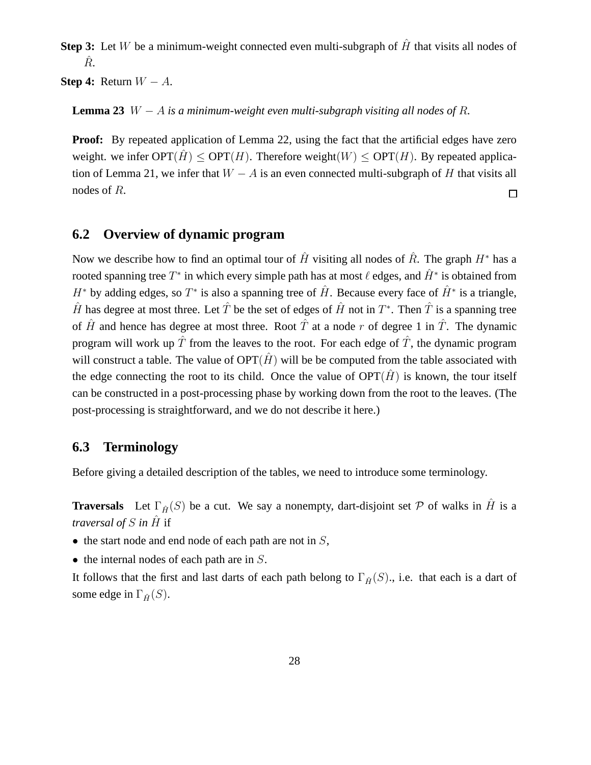**Step 3:** Let $W$ be a minimum-weight connected even multi-subgraph of $\hat{H}$ that visits all nodes of $\hat{R}$.

**Step 4:** Return $W - A$.

**Lemma 23** *$W - A$ is a minimum-weight even multi-subgraph visiting all nodes of $R$.*

**Proof:** By repeated application of Lemma 22, using the fact that the artificial edges have zero weight. we infer $\text{OPT}(\hat{H}) \leq \text{OPT}(H)$. Therefore weight$(W) \leq \text{OPT}(H)$. By repeated application of Lemma 21, we infer that $W - A$ is an even connected multi-subgraph of $H$ that visits all nodes of $R$. □

## 6.2 Overview of dynamic program

Now we describe how to find an optimal tour of $\hat{H}$ visiting all nodes of $\hat{R}$. The graph $H^*$ has a rooted spanning tree $T^*$ in which every simple path has at most $\ell$ edges, and $\hat{H}^*$ is obtained from $H^*$ by adding edges, so $T^*$ is also a spanning tree of $\hat{H}$. Because every face of $\hat{H}^*$ is a triangle, $\hat{H}$ has degree at most three. Let $\hat{T}$ be the set of edges of $\hat{H}$ not in $T^*$. Then $\hat{T}$ is a spanning tree of $\hat{H}$ and hence has degree at most three. Root $\hat{T}$ at a node $r$ of degree 1 in $\hat{T}$. The dynamic program will work up $\hat{T}$ from the leaves to the root. For each edge of $\hat{T}$, the dynamic program will construct a table. The value of $\text{OPT}(\hat{H})$ will be be computed from the table associated with the edge connecting the root to its child. Once the value of $\text{OPT}(\hat{H})$ is known, the tour itself can be constructed in a post-processing phase by working down from the root to the leaves. (The post-processing is straightforward, and we do not describe it here.)

## 6.3 Terminology

Before giving a detailed description of the tables, we need to introduce some terminology.

**Traversals** Let $\Gamma_{\hat{H}}(S)$ be a cut. We say a nonempty, dart-disjoint set $\mathcal{P}$ of walks in $\hat{H}$ is a *traversal of $S$ in $\hat{H}$* if

- the start node and end node of each path are not in $S$,
- the internal nodes of each path are in $S$.

It follows that the first and last darts of each path belong to $\Gamma_{\hat{H}}(S)$., i.e. that each is a dart of some edge in $\Gamma_{\hat{H}}(S)$.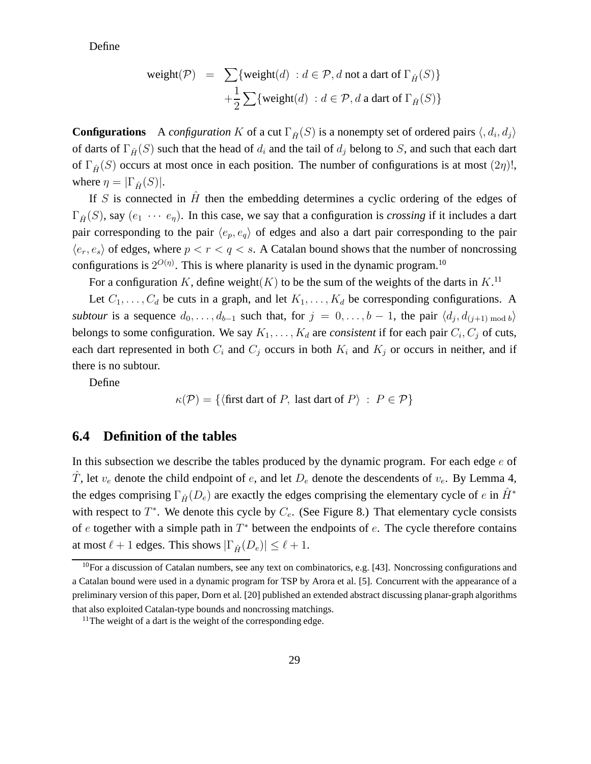Define

$$\begin{aligned}\text{weight}(\mathcal{P}) &= \sum\{\text{weight}(d) \ : d \in \mathcal{P}, d \text{ not a dart of } \Gamma_{\hat{H}}(S)\} \\ &\quad + \frac{1}{2}\sum\{\text{weight}(d) \ : d \in \mathcal{P}, d \text{ a dart of } \Gamma_{\hat{H}}(S)\}\end{aligned}$$

**Configurations** A *configuration* $K$ of a cut $\Gamma_{\hat{H}}(S)$ is a nonempty set of ordered pairs $\langle, d_i, d_j\rangle$ of darts of $\Gamma_{\hat{H}}(S)$ such that the head of $d_i$ and the tail of $d_j$ belong to $S$, and such that each dart of $\Gamma_{\hat{H}}(S)$ occurs at most once in each position. The number of configurations is at most $(2\eta)!$, where $\eta = |\Gamma_{\hat{H}}(S)|$.

If $S$ is connected in $\hat{H}$ then the embedding determines a cyclic ordering of the edges of $\Gamma_{\hat{H}}(S)$, say $(e_1 \ \cdots \ e_\eta)$. In this case, we say that a configuration is *crossing* if it includes a dart pair corresponding to the pair $\langle e_p, e_q\rangle$ of edges and also a dart pair corresponding to the pair $\langle e_r, e_s\rangle$ of edges, where $p < r < q < s$. A Catalan bound shows that the number of noncrossing configurations is $2^{O(\eta)}$. This is where planarity is used in the dynamic program.[10]

For a configuration $K$, define weight$(K)$ to be the sum of the weights of the darts in $K$.[11]

Let $C_1, \ldots, C_d$ be cuts in a graph, and let $K_1, \ldots, K_d$ be corresponding configurations. A *subtour* is a sequence $d_0, \ldots, d_{b-1}$ such that, for $j = 0, \ldots, b-1$, the pair $\langle d_j, d_{(j+1) \bmod b}\rangle$ belongs to some configuration. We say $K_1, \ldots, K_d$ are *consistent* if for each pair $C_i, C_j$ of cuts, each dart represented in both $C_i$ and $C_j$ occurs in both $K_i$ and $K_j$ or occurs in neither, and if there is no subtour.

Define

$$\kappa(\mathcal{P}) = \{\langle \text{first dart of } P, \ \text{last dart of } P\rangle \ : \ P \in \mathcal{P}\}$$

## 6.4 Definition of the tables

In this subsection we describe the tables produced by the dynamic program. For each edge $e$ of $\hat{T}$, let $v_e$ denote the child endpoint of $e$, and let $D_e$ denote the descendents of $v_e$. By Lemma 4, the edges comprising $\Gamma_{\hat{H}}(D_e)$ are exactly the edges comprising the elementary cycle of $e$ in $\hat{H}^*$ with respect to $T^*$. We denote this cycle by $C_e$. (See Figure 8.) That elementary cycle consists of $e$ together with a simple path in $T^*$ between the endpoints of $e$. The cycle therefore contains at most $\ell + 1$ edges. This shows $|\Gamma_{\hat{H}}(D_e)| \leq \ell + 1$.

---

[10] For a discussion of Catalan numbers, see any text on combinatorics, e.g. [43]. Noncrossing configurations and a Catalan bound were used in a dynamic program for TSP by Arora et al. [5]. Concurrent with the appearance of a preliminary version of this paper, Dorn et al. [20] published an extended abstract discussing planar-graph algorithms that also exploited Catalan-type bounds and noncrossing matchings.

[11] The weight of a dart is the weight of the corresponding edge.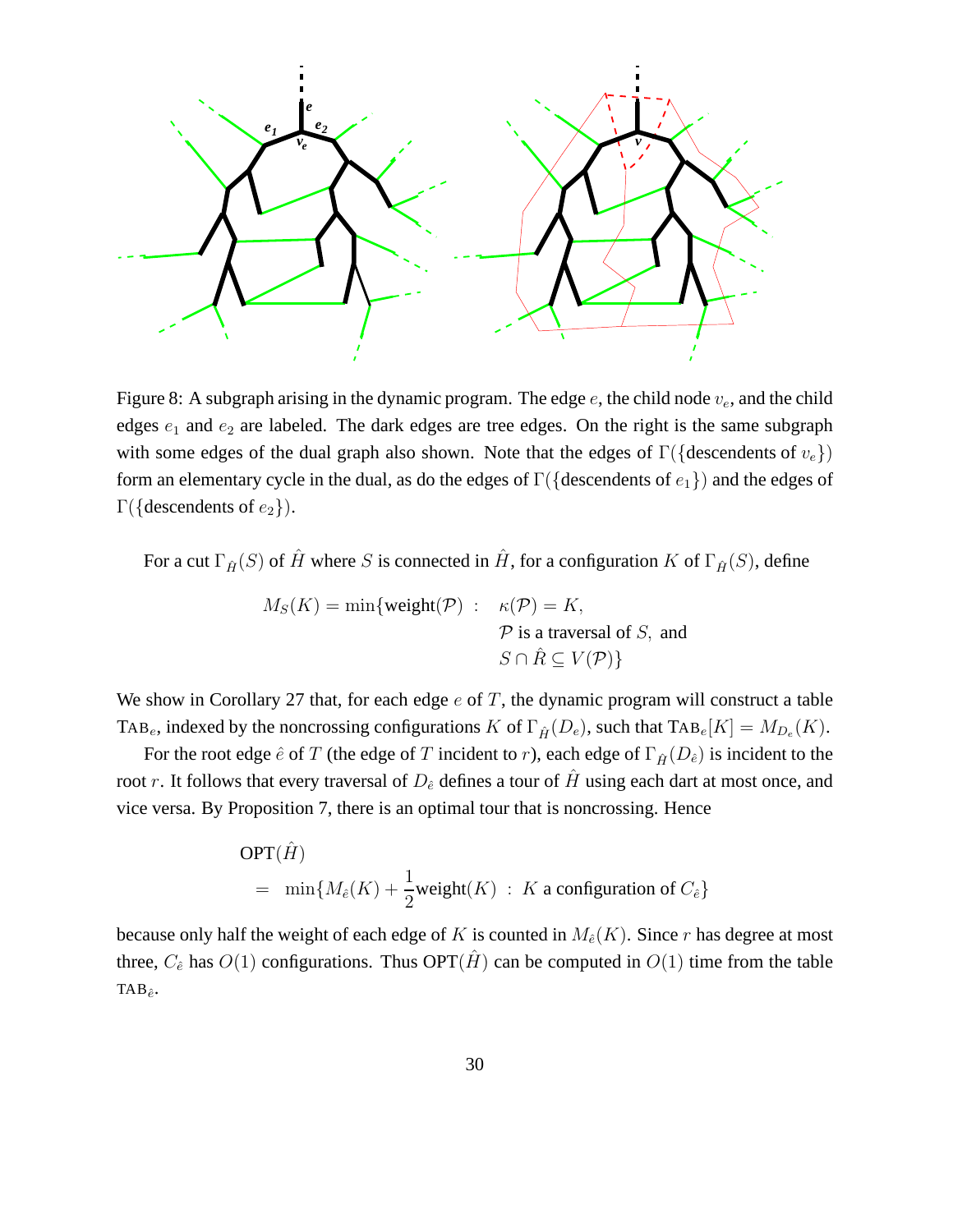Figure 8: A subgraph arising in the dynamic program. The edge $e$, the child node $v_e$, and the child edges $e_1$ and $e_2$ are labeled. The dark edges are tree edges. On the right is the same subgraph with some edges of the dual graph also shown. Note that the edges of $\Gamma(\{\text{descendents of } v_e\})$ form an elementary cycle in the dual, as do the edges of $\Gamma(\{\text{descendents of } e_1\})$ and the edges of $\Gamma(\{\text{descendents of } e_2\})$.

For a cut $\Gamma_{\hat{H}}(S)$ of $\hat{H}$ where $S$ is connected in $\hat{H}$, for a configuration $K$ of $\Gamma_{\hat{H}}(S)$, define

$$M_S(K) = \min\{\text{weight}(\mathcal{P}) \; : \; \kappa(\mathcal{P}) = K, \; \mathcal{P} \text{ is a traversal of } S, \text{ and } S \cap \hat{R} \subseteq V(\mathcal{P})\}$$

We show in Corollary 27 that, for each edge $e$ of $T$, the dynamic program will construct a table $\text{TAB}_e$, indexed by the noncrossing configurations $K$ of $\Gamma_{\hat{H}}(D_e)$, such that $\text{TAB}_e[K] = M_{D_e}(K)$.

For the root edge $\hat{e}$ of $T$ (the edge of $T$ incident to $r$), each edge of $\Gamma_{\hat{H}}(D_{\hat{e}})$ is incident to the root $r$. It follows that every traversal of $D_{\hat{e}}$ defines a tour of $\hat{H}$ using each dart at most once, and vice versa. By Proposition 7, there is an optimal tour that is noncrossing. Hence

$$\begin{aligned} &\text{OPT}(\hat{H}) \\ &= \min\{M_{\hat{e}}(K) + \frac{1}{2}\text{weight}(K) \; : \; K \text{ a configuration of } C_{\hat{e}}\} \end{aligned}$$

because only half the weight of each edge of $K$ is counted in $M_{\hat{e}}(K)$. Since $r$ has degree at most three, $C_{\hat{e}}$ has $O(1)$ configurations. Thus $\text{OPT}(\hat{H})$ can be computed in $O(1)$ time from the table $\text{TAB}_{\hat{e}}$.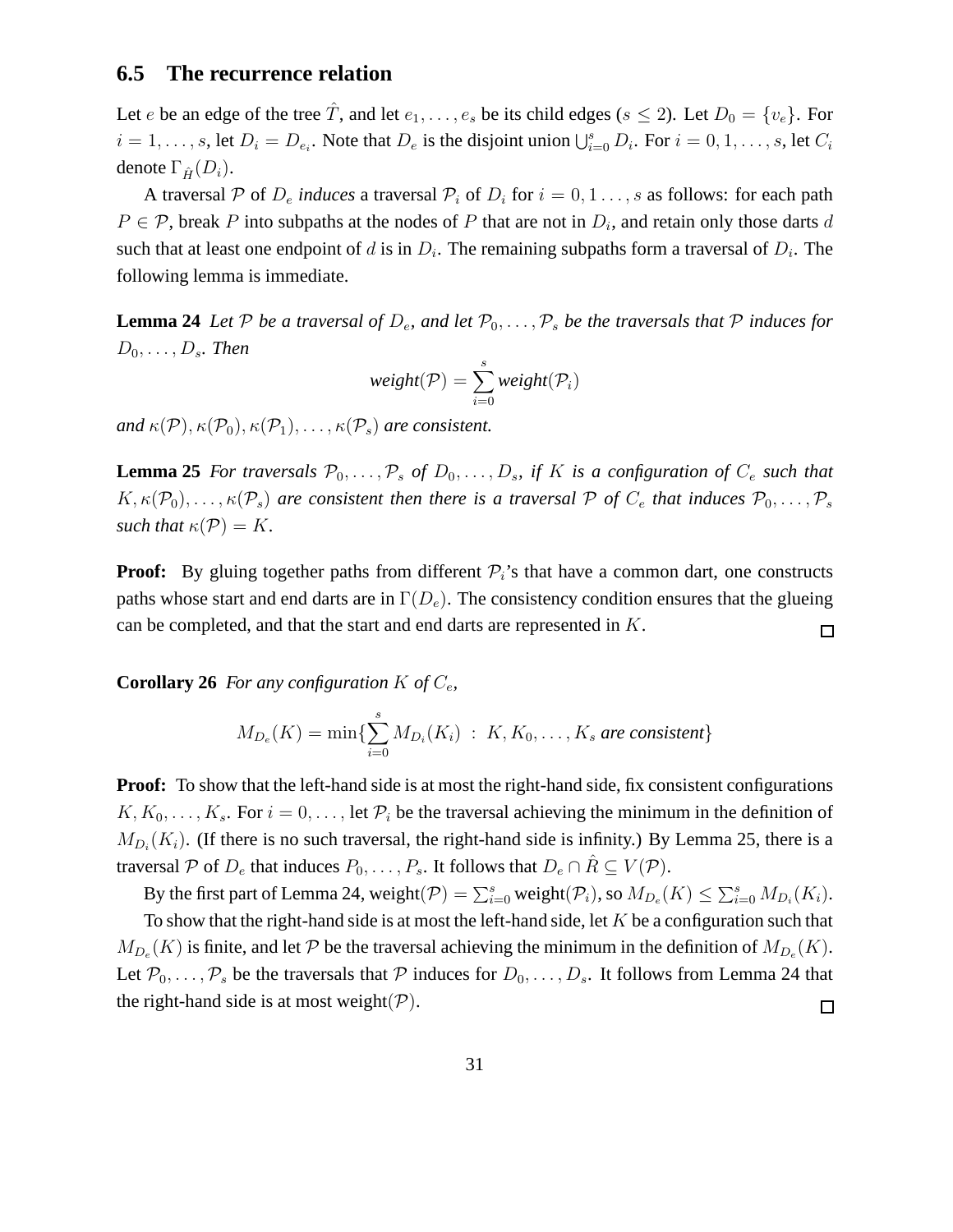### 6.5 The recurrence relation

Let $e$ be an edge of the tree $\hat{T}$, and let $e_1, \ldots, e_s$ be its child edges ($s \leq 2$). Let $D_0 = \{v_e\}$. For $i = 1, \ldots, s$, let $D_i = D_{e_i}$. Note that $D_e$ is the disjoint union $\bigcup_{i=0}^{s} D_i$. For $i = 0, 1, \ldots, s$, let $C_i$ denote $\Gamma_{\hat{H}}(D_i)$.

A traversal $\mathcal{P}$ of $D_e$ *induces* a traversal $\mathcal{P}_i$ of $D_i$ for $i = 0, 1 \ldots, s$ as follows: for each path $P \in \mathcal{P}$, break $P$ into subpaths at the nodes of $P$ that are not in $D_i$, and retain only those darts $d$ such that at least one endpoint of $d$ is in $D_i$. The remaining subpaths form a traversal of $D_i$. The following lemma is immediate.

**Lemma 24** *Let $\mathcal{P}$ be a traversal of $D_e$, and let $\mathcal{P}_0, \ldots, \mathcal{P}_s$ be the traversals that $\mathcal{P}$ induces for $D_0, \ldots, D_s$. Then*

$$\textit{weight}(\mathcal{P}) = \sum_{i=0}^{s} \textit{weight}(\mathcal{P}_i)$$

*and $\kappa(\mathcal{P}), \kappa(\mathcal{P}_0), \kappa(\mathcal{P}_1), \ldots, \kappa(\mathcal{P}_s)$ are consistent.*

**Lemma 25** *For traversals $\mathcal{P}_0, \ldots, \mathcal{P}_s$ of $D_0, \ldots, D_s$, if $K$ is a configuration of $C_e$ such that $K, \kappa(\mathcal{P}_0), \ldots, \kappa(\mathcal{P}_s)$ are consistent then there is a traversal $\mathcal{P}$ of $C_e$ that induces $\mathcal{P}_0, \ldots, \mathcal{P}_s$ such that $\kappa(\mathcal{P}) = K$.*

**Proof:** By gluing together paths from different $\mathcal{P}_i$'s that have a common dart, one constructs paths whose start and end darts are in $\Gamma(D_e)$. The consistency condition ensures that the glueing can be completed, and that the start and end darts are represented in $K$. □

**Corollary 26** *For any configuration $K$ of $C_e$,*

$$M_{D_e}(K) = \min\{\sum_{i=0}^{s} M_{D_i}(K_i) \ : \ K, K_0, \ldots, K_s \textit{ are consistent}\}$$

**Proof:** To show that the left-hand side is at most the right-hand side, fix consistent configurations $K, K_0, \ldots, K_s$. For $i = 0, \ldots,$ let $\mathcal{P}_i$ be the traversal achieving the minimum in the definition of $M_{D_i}(K_i)$. (If there is no such traversal, the right-hand side is infinity.) By Lemma 25, there is a traversal $\mathcal{P}$ of $D_e$ that induces $P_0, \ldots, P_s$. It follows that $D_e \cap \hat{R} \subseteq V(\mathcal{P})$.

By the first part of Lemma 24, weight$(\mathcal{P}) = \sum_{i=0}^{s}$ weight$(\mathcal{P}_i)$, so $M_{D_e}(K) \leq \sum_{i=0}^{s} M_{D_i}(K_i)$.

To show that the right-hand side is at most the left-hand side, let $K$ be a configuration such that $M_{D_e}(K)$ is finite, and let $\mathcal{P}$ be the traversal achieving the minimum in the definition of $M_{D_e}(K)$. Let $\mathcal{P}_0, \ldots, \mathcal{P}_s$ be the traversals that $\mathcal{P}$ induces for $D_0, \ldots, D_s$. It follows from Lemma 24 that the right-hand side is at most weight$(\mathcal{P})$. □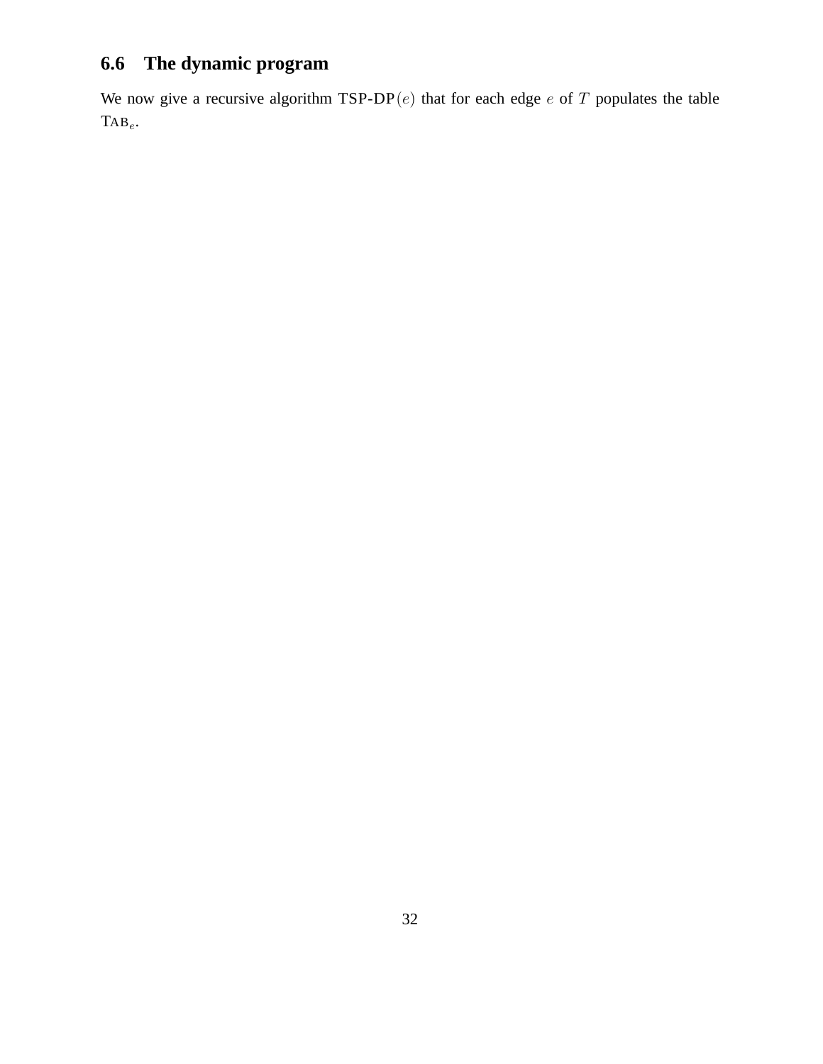### 6.6 The dynamic program

We now give a recursive algorithm $\text{TSP-DP}(e)$ that for each edge $e$ of $T$ populates the table $\text{TAB}_e$.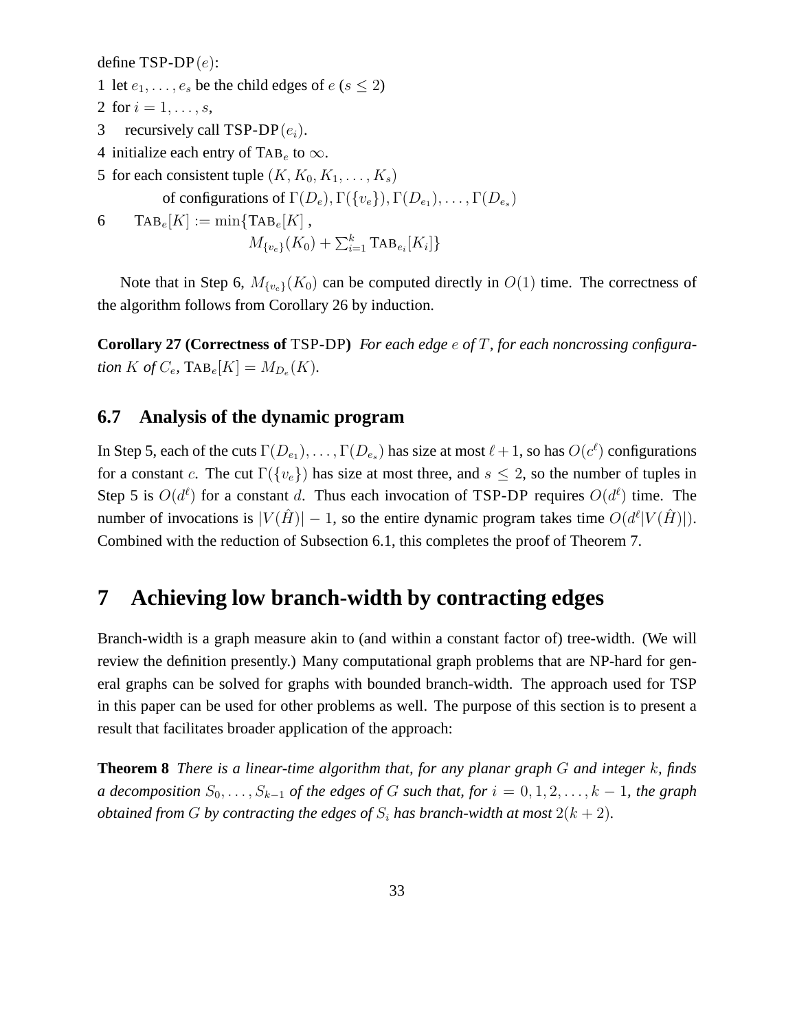define TSP-DP$(e)$:

1 let $e_1, \ldots, e_s$ be the child edges of $e$ ($s \leq 2$)

2 for $i = 1, \ldots, s$,

3 recursively call TSP-DP$(e_i)$.

4 initialize each entry of $\text{TAB}_e$ to $\infty$.

5 for each consistent tuple $(K, K_0, K_1, \ldots, K_s)$
 of configurations of $\Gamma(D_e), \Gamma(\{v_e\}), \Gamma(D_{e_1}), \ldots, \Gamma(D_{e_s})$

6 $\text{TAB}_e[K] := \min\{\text{TAB}_e[K]\,,$
 $M_{\{v_e\}}(K_0) + \sum_{i=1}^{k} \text{TAB}_{e_i}[K_i]\}$

Note that in Step 6, $M_{\{v_e\}}(K_0)$ can be computed directly in $O(1)$ time. The correctness of the algorithm follows from Corollary 26 by induction.

**Corollary 27 (Correctness of** TSP-DP**)** *For each edge $e$ of $T$, for each noncrossing configuration $K$ of $C_e$, $\text{TAB}_e[K] = M_{D_e}(K)$.*

## 6.7 Analysis of the dynamic program

In Step 5, each of the cuts $\Gamma(D_{e_1}), \ldots, \Gamma(D_{e_s})$ has size at most $\ell + 1$, so has $O(c^\ell)$ configurations for a constant $c$. The cut $\Gamma(\{v_e\})$ has size at most three, and $s \leq 2$, so the number of tuples in Step 5 is $O(d^\ell)$ for a constant $d$. Thus each invocation of TSP-DP requires $O(d^\ell)$ time. The number of invocations is $|V(\hat{H})| - 1$, so the entire dynamic program takes time $O(d^\ell |V(\hat{H})|)$. Combined with the reduction of Subsection 6.1, this completes the proof of Theorem 7.

# 7 Achieving low branch-width by contracting edges

Branch-width is a graph measure akin to (and within a constant factor of) tree-width. (We will review the definition presently.) Many computational graph problems that are NP-hard for general graphs can be solved for graphs with bounded branch-width. The approach used for TSP in this paper can be used for other problems as well. The purpose of this section is to present a result that facilitates broader application of the approach:

**Theorem 8** *There is a linear-time algorithm that, for any planar graph $G$ and integer $k$, finds a decomposition $S_0, \ldots, S_{k-1}$ of the edges of $G$ such that, for $i = 0, 1, 2, \ldots, k-1$, the graph obtained from $G$ by contracting the edges of $S_i$ has branch-width at most $2(k+2)$.*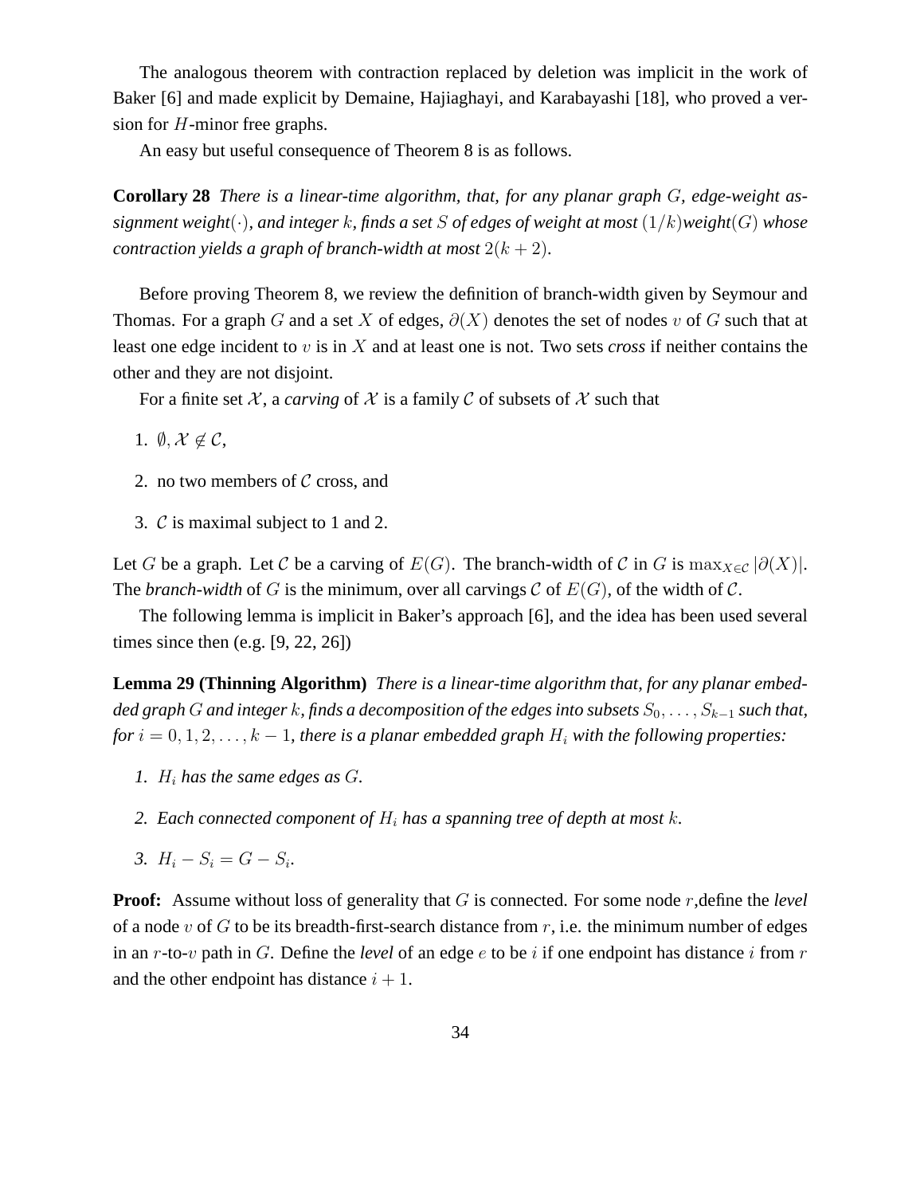The analogous theorem with contraction replaced by deletion was implicit in the work of Baker [6] and made explicit by Demaine, Hajiaghayi, and Karabayashi [18], who proved a version for $H$-minor free graphs.

An easy but useful consequence of Theorem 8 is as follows.

**Corollary 28** *There is a linear-time algorithm, that, for any planar graph $G$, edge-weight assignment weight$(\cdot)$, and integer $k$, finds a set $S$ of edges of weight at most $(1/k)$weight$(G)$ whose contraction yields a graph of branch-width at most $2(k+2)$.*

Before proving Theorem 8, we review the definition of branch-width given by Seymour and Thomas. For a graph $G$ and a set $X$ of edges, $\partial(X)$ denotes the set of nodes $v$ of $G$ such that at least one edge incident to $v$ is in $X$ and at least one is not. Two sets *cross* if neither contains the other and they are not disjoint.

For a finite set $\mathcal{X}$, a *carving* of $\mathcal{X}$ is a family $\mathcal{C}$ of subsets of $\mathcal{X}$ such that

1. $\emptyset, \mathcal{X} \notin \mathcal{C}$,
2. no two members of $\mathcal{C}$ cross, and
3. $\mathcal{C}$ is maximal subject to 1 and 2.

Let $G$ be a graph. Let $\mathcal{C}$ be a carving of $E(G)$. The branch-width of $\mathcal{C}$ in $G$ is $\max_{X \in \mathcal{C}} |\partial(X)|$. The *branch-width* of $G$ is the minimum, over all carvings $\mathcal{C}$ of $E(G)$, of the width of $\mathcal{C}$.

The following lemma is implicit in Baker's approach [6], and the idea has been used several times since then (e.g. [9, 22, 26])

**Lemma 29 (Thinning Algorithm)** *There is a linear-time algorithm that, for any planar embedded graph $G$ and integer $k$, finds a decomposition of the edges into subsets $S_0, \ldots, S_{k-1}$ such that, for $i = 0, 1, 2, \ldots, k-1$, there is a planar embedded graph $H_i$ with the following properties:*

1. *$H_i$ has the same edges as $G$.*
2. *Each connected component of $H_i$ has a spanning tree of depth at most $k$.*
3. *$H_i - S_i = G - S_i$.*

**Proof:** Assume without loss of generality that $G$ is connected. For some node $r$,define the *level* of a node $v$ of $G$ to be its breadth-first-search distance from $r$, i.e. the minimum number of edges in an $r$-to-$v$ path in $G$. Define the *level* of an edge $e$ to be $i$ if one endpoint has distance $i$ from $r$ and the other endpoint has distance $i+1$.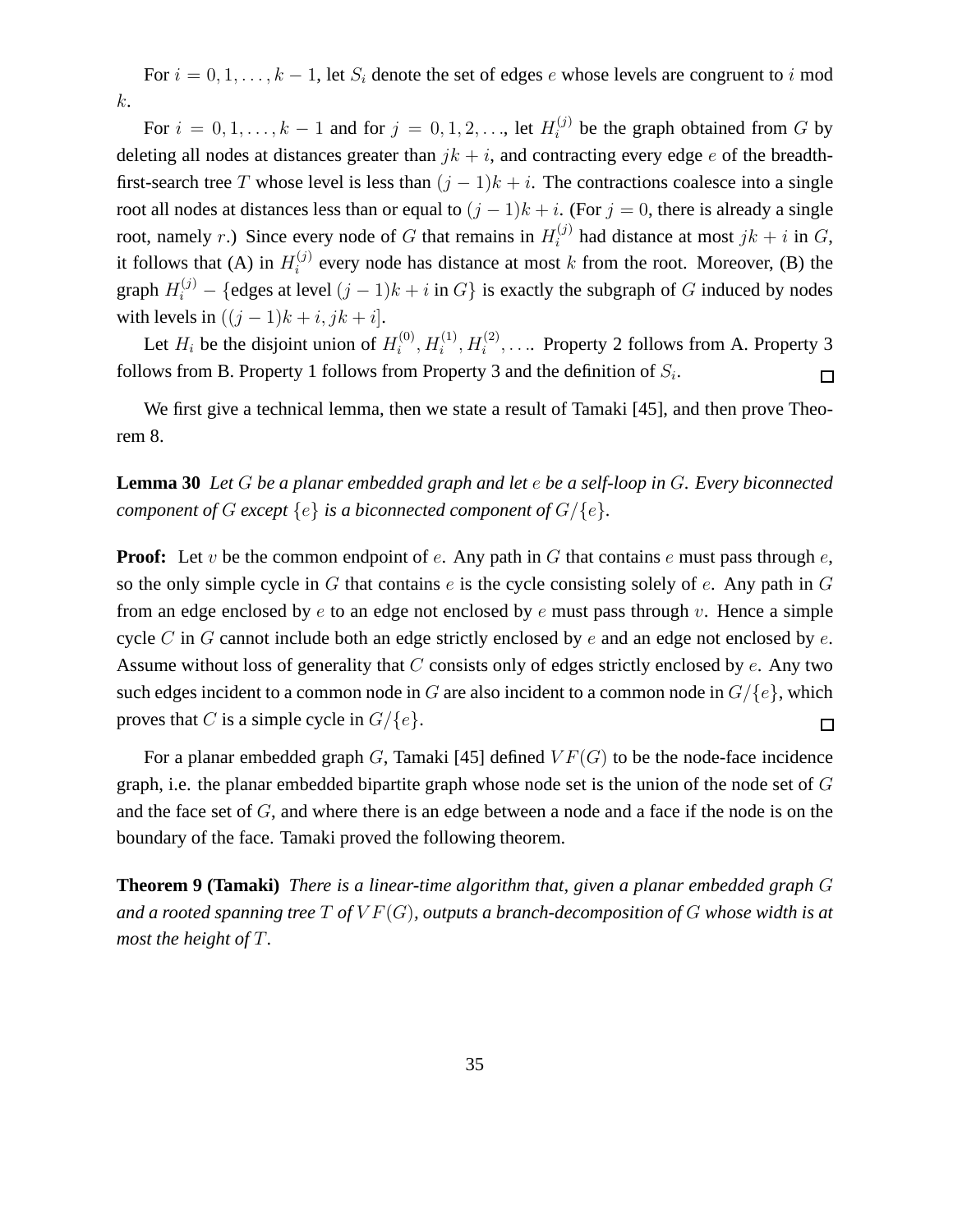For $i = 0, 1, \ldots, k-1$, let $S_i$ denote the set of edges $e$ whose levels are congruent to $i$ mod $k$.

For $i = 0, 1, \ldots, k-1$ and for $j = 0, 1, 2, \ldots$, let $H_i^{(j)}$ be the graph obtained from $G$ by deleting all nodes at distances greater than $jk + i$, and contracting every edge $e$ of the breadth-first-search tree $T$ whose level is less than $(j-1)k + i$. The contractions coalesce into a single root all nodes at distances less than or equal to $(j-1)k + i$. (For $j = 0$, there is already a single root, namely $r$.) Since every node of $G$ that remains in $H_i^{(j)}$ had distance at most $jk + i$ in $G$, it follows that (A) in $H_i^{(j)}$ every node has distance at most $k$ from the root. Moreover, (B) the graph $H_i^{(j)} - \{\text{edges at level } (j-1)k + i \text{ in } G\}$ is exactly the subgraph of $G$ induced by nodes with levels in $((j-1)k + i, jk + i]$.

Let $H_i$ be the disjoint union of $H_i^{(0)}, H_i^{(1)}, H_i^{(2)}, \ldots$. Property 2 follows from A. Property 3 follows from B. Property 1 follows from Property 3 and the definition of $S_i$. $\square$

We first give a technical lemma, then we state a result of Tamaki [45], and then prove Theorem 8.

**Lemma 30** *Let $G$ be a planar embedded graph and let $e$ be a self-loop in $G$. Every biconnected component of $G$ except $\{e\}$ is a biconnected component of $G/\{e\}$.*

**Proof:** Let $v$ be the common endpoint of $e$. Any path in $G$ that contains $e$ must pass through $e$, so the only simple cycle in $G$ that contains $e$ is the cycle consisting solely of $e$. Any path in $G$ from an edge enclosed by $e$ to an edge not enclosed by $e$ must pass through $v$. Hence a simple cycle $C$ in $G$ cannot include both an edge strictly enclosed by $e$ and an edge not enclosed by $e$. Assume without loss of generality that $C$ consists only of edges strictly enclosed by $e$. Any two such edges incident to a common node in $G$ are also incident to a common node in $G/\{e\}$, which proves that $C$ is a simple cycle in $G/\{e\}$. $\square$

For a planar embedded graph $G$, Tamaki [45] defined $VF(G)$ to be the node-face incidence graph, i.e. the planar embedded bipartite graph whose node set is the union of the node set of $G$ and the face set of $G$, and where there is an edge between a node and a face if the node is on the boundary of the face. Tamaki proved the following theorem.

**Theorem 9 (Tamaki)** *There is a linear-time algorithm that, given a planar embedded graph $G$ and a rooted spanning tree $T$ of $VF(G)$, outputs a branch-decomposition of $G$ whose width is at most the height of $T$.*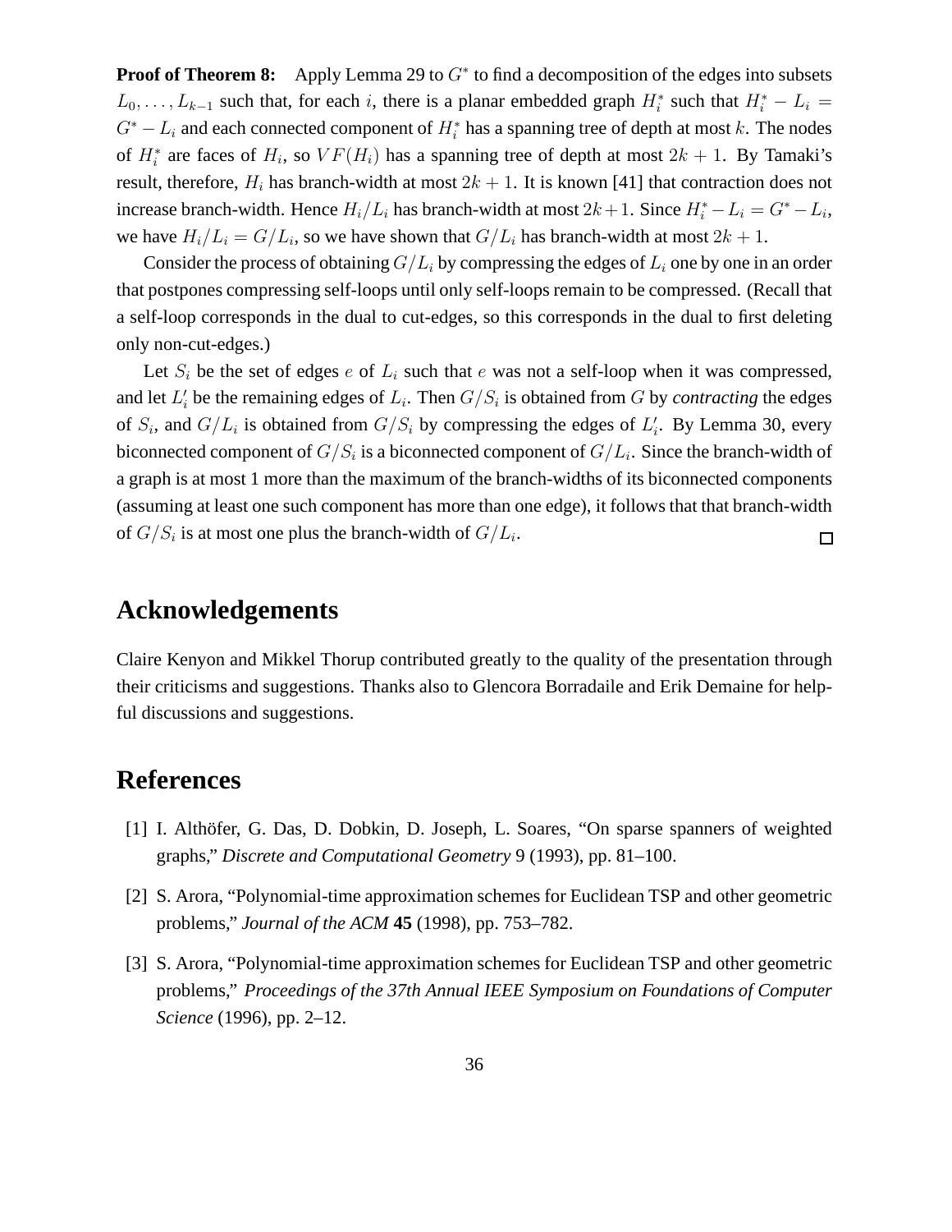**Proof of Theorem 8:** Apply Lemma 29 to $G^*$ to find a decomposition of the edges into subsets $L_0, \ldots, L_{k-1}$ such that, for each $i$, there is a planar embedded graph $H_i^*$ such that $H_i^* - L_i = G^* - L_i$ and each connected component of $H_i^*$ has a spanning tree of depth at most $k$. The nodes of $H_i^*$ are faces of $H_i$, so $VF(H_i)$ has a spanning tree of depth at most $2k+1$. By Tamaki's result, therefore, $H_i$ has branch-width at most $2k+1$. It is known [41] that contraction does not increase branch-width. Hence $H_i/L_i$ has branch-width at most $2k+1$. Since $H_i^* - L_i = G^* - L_i$, we have $H_i/L_i = G/L_i$, so we have shown that $G/L_i$ has branch-width at most $2k+1$.

Consider the process of obtaining $G/L_i$ by compressing the edges of $L_i$ one by one in an order that postpones compressing self-loops until only self-loops remain to be compressed. (Recall that a self-loop corresponds in the dual to cut-edges, so this corresponds in the dual to first deleting only non-cut-edges.)

Let $S_i$ be the set of edges $e$ of $L_i$ such that $e$ was not a self-loop when it was compressed, and let $L_i'$ be the remaining edges of $L_i$. Then $G/S_i$ is obtained from $G$ by *contracting* the edges of $S_i$, and $G/L_i$ is obtained from $G/S_i$ by compressing the edges of $L_i'$. By Lemma 30, every biconnected component of $G/S_i$ is a biconnected component of $G/L_i$. Since the branch-width of a graph is at most 1 more than the maximum of the branch-widths of its biconnected components (assuming at least one such component has more than one edge), it follows that that branch-width of $G/S_i$ is at most one plus the branch-width of $G/L_i$. □

## Acknowledgements

Claire Kenyon and Mikkel Thorup contributed greatly to the quality of the presentation through their criticisms and suggestions. Thanks also to Glencora Borradaile and Erik Demaine for helpful discussions and suggestions.

## References

[1] I. Althöfer, G. Das, D. Dobkin, D. Joseph, L. Soares, "On sparse spanners of weighted graphs," *Discrete and Computational Geometry* 9 (1993), pp. 81–100.

[2] S. Arora, "Polynomial-time approximation schemes for Euclidean TSP and other geometric problems," *Journal of the ACM* **45** (1998), pp. 753–782.

[3] S. Arora, "Polynomial-time approximation schemes for Euclidean TSP and other geometric problems," *Proceedings of the 37th Annual IEEE Symposium on Foundations of Computer Science* (1996), pp. 2–12.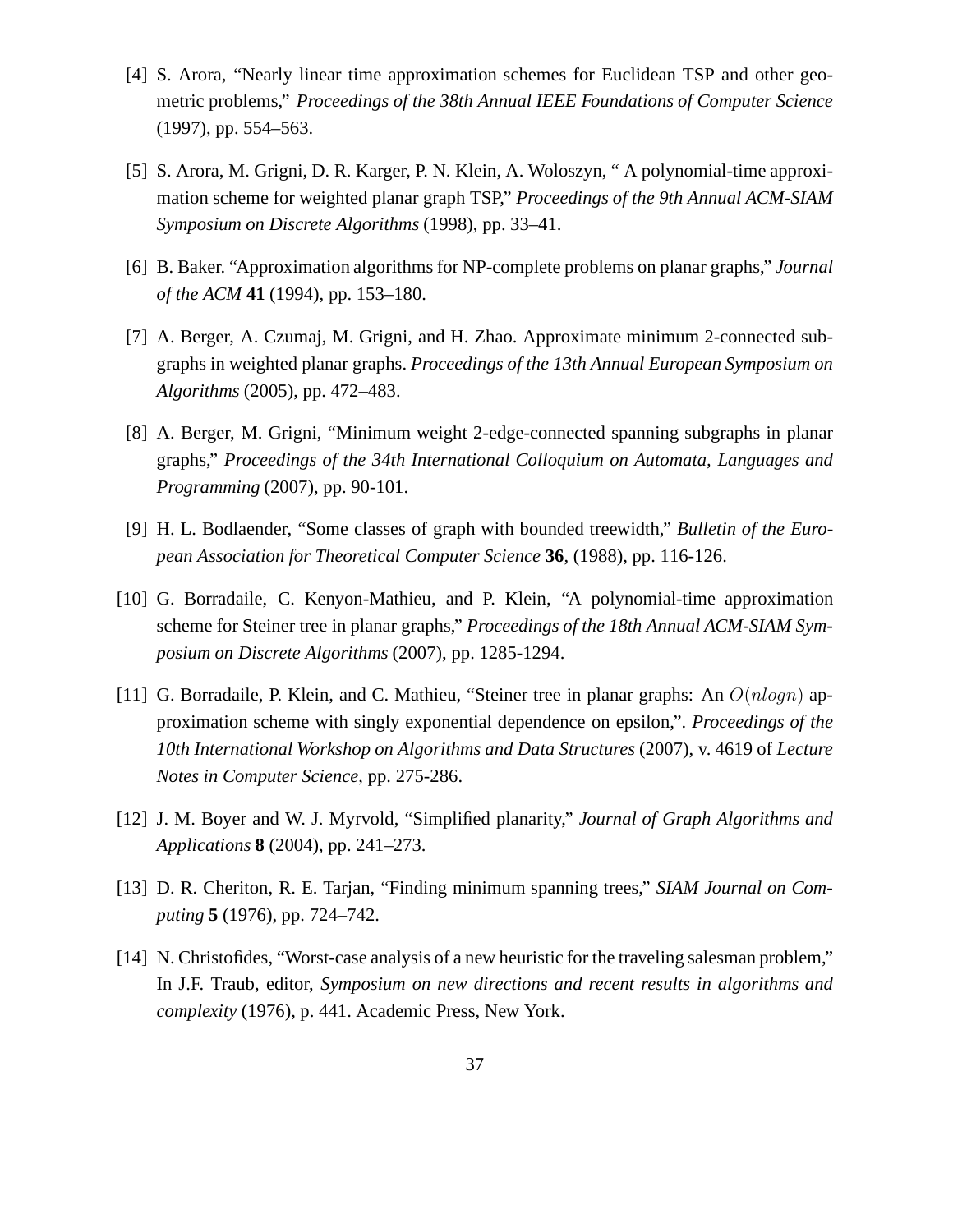[4] S. Arora, "Nearly linear time approximation schemes for Euclidean TSP and other geometric problems," *Proceedings of the 38th Annual IEEE Foundations of Computer Science* (1997), pp. 554–563.

[5] S. Arora, M. Grigni, D. R. Karger, P. N. Klein, A. Woloszyn, " A polynomial-time approximation scheme for weighted planar graph TSP," *Proceedings of the 9th Annual ACM-SIAM Symposium on Discrete Algorithms* (1998), pp. 33–41.

[6] B. Baker. "Approximation algorithms for NP-complete problems on planar graphs," *Journal of the ACM* **41** (1994), pp. 153–180.

[7] A. Berger, A. Czumaj, M. Grigni, and H. Zhao. Approximate minimum 2-connected subgraphs in weighted planar graphs. *Proceedings of the 13th Annual European Symposium on Algorithms* (2005), pp. 472–483.

[8] A. Berger, M. Grigni, "Minimum weight 2-edge-connected spanning subgraphs in planar graphs," *Proceedings of the 34th International Colloquium on Automata, Languages and Programming* (2007), pp. 90-101.

[9] H. L. Bodlaender, "Some classes of graph with bounded treewidth," *Bulletin of the European Association for Theoretical Computer Science* **36**, (1988), pp. 116-126.

[10] G. Borradaile, C. Kenyon-Mathieu, and P. Klein, "A polynomial-time approximation scheme for Steiner tree in planar graphs," *Proceedings of the 18th Annual ACM-SIAM Symposium on Discrete Algorithms* (2007), pp. 1285-1294.

[11] G. Borradaile, P. Klein, and C. Mathieu, "Steiner tree in planar graphs: An $O(nlogn)$ approximation scheme with singly exponential dependence on epsilon,". *Proceedings of the 10th International Workshop on Algorithms and Data Structures* (2007), v. 4619 of *Lecture Notes in Computer Science*, pp. 275-286.

[12] J. M. Boyer and W. J. Myrvold, "Simplified planarity," *Journal of Graph Algorithms and Applications* **8** (2004), pp. 241–273.

[13] D. R. Cheriton, R. E. Tarjan, "Finding minimum spanning trees," *SIAM Journal on Computing* **5** (1976), pp. 724–742.

[14] N. Christofides, "Worst-case analysis of a new heuristic for the traveling salesman problem," In J.F. Traub, editor, *Symposium on new directions and recent results in algorithms and complexity* (1976), p. 441. Academic Press, New York.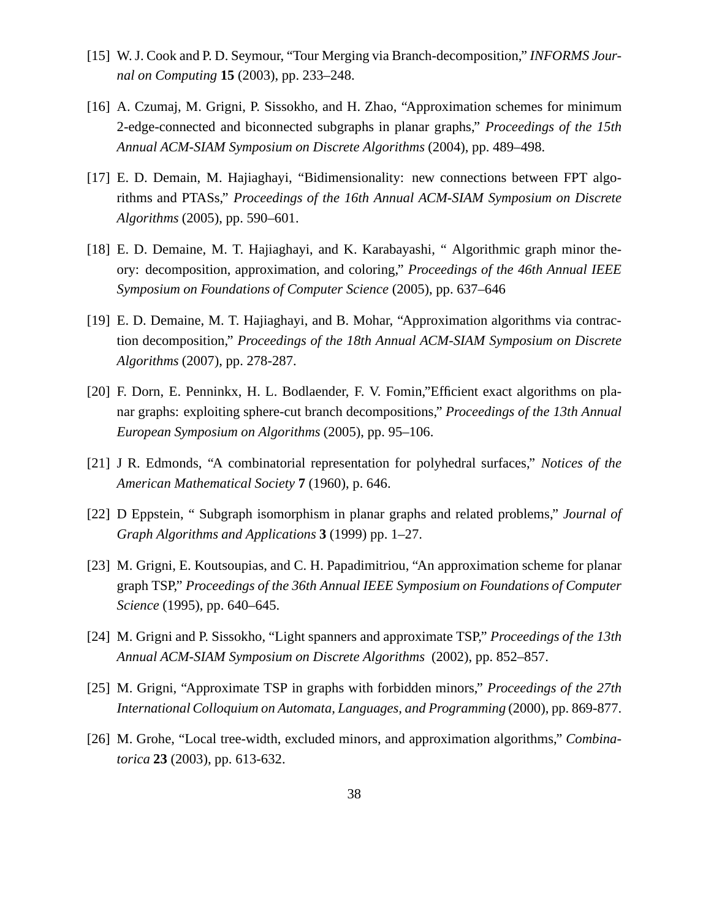[15] W. J. Cook and P. D. Seymour, "Tour Merging via Branch-decomposition," *INFORMS Journal on Computing* **15** (2003), pp. 233–248.

[16] A. Czumaj, M. Grigni, P. Sissokho, and H. Zhao, "Approximation schemes for minimum 2-edge-connected and biconnected subgraphs in planar graphs," *Proceedings of the 15th Annual ACM-SIAM Symposium on Discrete Algorithms* (2004), pp. 489–498.

[17] E. D. Demain, M. Hajiaghayi, "Bidimensionality: new connections between FPT algorithms and PTASs," *Proceedings of the 16th Annual ACM-SIAM Symposium on Discrete Algorithms* (2005), pp. 590–601.

[18] E. D. Demaine, M. T. Hajiaghayi, and K. Karabayashi, " Algorithmic graph minor theory: decomposition, approximation, and coloring," *Proceedings of the 46th Annual IEEE Symposium on Foundations of Computer Science* (2005), pp. 637–646

[19] E. D. Demaine, M. T. Hajiaghayi, and B. Mohar, "Approximation algorithms via contraction decomposition," *Proceedings of the 18th Annual ACM-SIAM Symposium on Discrete Algorithms* (2007), pp. 278-287.

[20] F. Dorn, E. Penninkx, H. L. Bodlaender, F. V. Fomin,"Efficient exact algorithms on planar graphs: exploiting sphere-cut branch decompositions," *Proceedings of the 13th Annual European Symposium on Algorithms* (2005), pp. 95–106.

[21] J R. Edmonds, "A combinatorial representation for polyhedral surfaces," *Notices of the American Mathematical Society* **7** (1960), p. 646.

[22] D Eppstein, " Subgraph isomorphism in planar graphs and related problems," *Journal of Graph Algorithms and Applications* **3** (1999) pp. 1–27.

[23] M. Grigni, E. Koutsoupias, and C. H. Papadimitriou, "An approximation scheme for planar graph TSP," *Proceedings of the 36th Annual IEEE Symposium on Foundations of Computer Science* (1995), pp. 640–645.

[24] M. Grigni and P. Sissokho, "Light spanners and approximate TSP," *Proceedings of the 13th Annual ACM-SIAM Symposium on Discrete Algorithms* (2002), pp. 852–857.

[25] M. Grigni, "Approximate TSP in graphs with forbidden minors," *Proceedings of the 27th International Colloquium on Automata, Languages, and Programming* (2000), pp. 869-877.

[26] M. Grohe, "Local tree-width, excluded minors, and approximation algorithms," *Combinatorica* **23** (2003), pp. 613-632.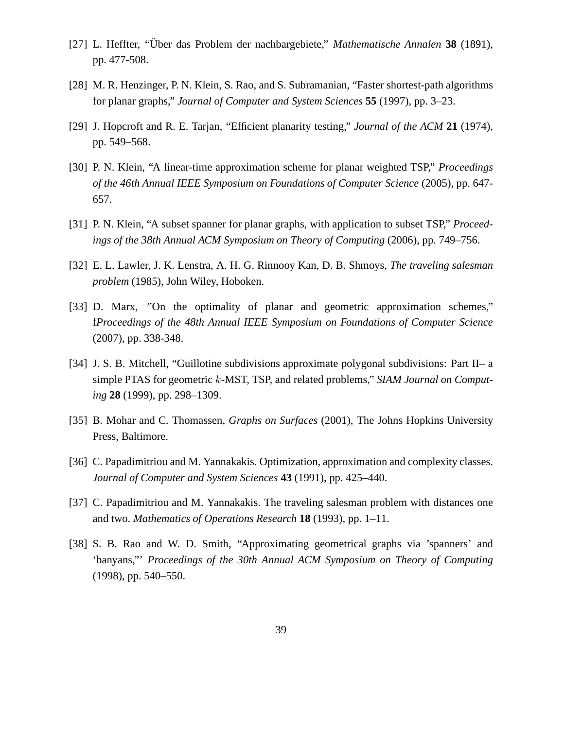[27] L. Heffter, "Über das Problem der nachbargebiete," *Mathematische Annalen* **38** (1891), pp. 477-508.

[28] M. R. Henzinger, P. N. Klein, S. Rao, and S. Subramanian, "Faster shortest-path algorithms for planar graphs," *Journal of Computer and System Sciences* **55** (1997), pp. 3–23.

[29] J. Hopcroft and R. E. Tarjan, "Efficient planarity testing," *Journal of the ACM* **21** (1974), pp. 549–568.

[30] P. N. Klein, "A linear-time approximation scheme for planar weighted TSP," *Proceedings of the 46th Annual IEEE Symposium on Foundations of Computer Science* (2005), pp. 647-657.

[31] P. N. Klein, "A subset spanner for planar graphs, with application to subset TSP," *Proceedings of the 38th Annual ACM Symposium on Theory of Computing* (2006), pp. 749–756.

[32] E. L. Lawler, J. K. Lenstra, A. H. G. Rinnooy Kan, D. B. Shmoys, *The traveling salesman problem* (1985), John Wiley, Hoboken.

[33] D. Marx, "On the optimality of planar and geometric approximation schemes," f*Proceedings of the 48th Annual IEEE Symposium on Foundations of Computer Science* (2007), pp. 338-348.

[34] J. S. B. Mitchell, "Guillotine subdivisions approximate polygonal subdivisions: Part II– a simple PTAS for geometric $k$-MST, TSP, and related problems," *SIAM Journal on Computing* **28** (1999), pp. 298–1309.

[35] B. Mohar and C. Thomassen, *Graphs on Surfaces* (2001), The Johns Hopkins University Press, Baltimore.

[36] C. Papadimitriou and M. Yannakakis. Optimization, approximation and complexity classes. *Journal of Computer and System Sciences* **43** (1991), pp. 425–440.

[37] C. Papadimitriou and M. Yannakakis. The traveling salesman problem with distances one and two. *Mathematics of Operations Research* **18** (1993), pp. 1–11.

[38] S. B. Rao and W. D. Smith, "Approximating geometrical graphs via 'spanners' and 'banyans,"' *Proceedings of the 30th Annual ACM Symposium on Theory of Computing* (1998), pp. 540–550.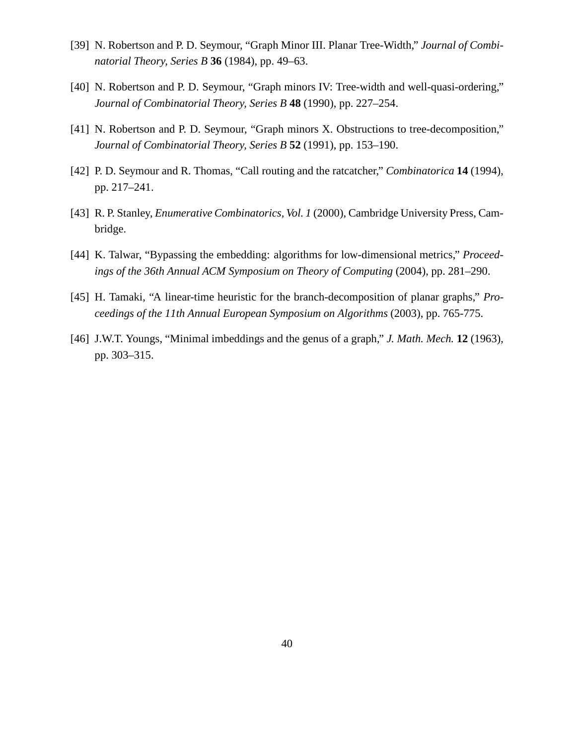[39] N. Robertson and P. D. Seymour, "Graph Minor III. Planar Tree-Width," *Journal of Combinatorial Theory, Series B* **36** (1984), pp. 49–63.

[40] N. Robertson and P. D. Seymour, "Graph minors IV: Tree-width and well-quasi-ordering," *Journal of Combinatorial Theory, Series B* **48** (1990), pp. 227–254.

[41] N. Robertson and P. D. Seymour, "Graph minors X. Obstructions to tree-decomposition," *Journal of Combinatorial Theory, Series B* **52** (1991), pp. 153–190.

[42] P. D. Seymour and R. Thomas, "Call routing and the ratcatcher," *Combinatorica* **14** (1994), pp. 217–241.

[43] R. P. Stanley, *Enumerative Combinatorics, Vol. 1* (2000), Cambridge University Press, Cambridge.

[44] K. Talwar, "Bypassing the embedding: algorithms for low-dimensional metrics," *Proceedings of the 36th Annual ACM Symposium on Theory of Computing* (2004), pp. 281–290.

[45] H. Tamaki, "A linear-time heuristic for the branch-decomposition of planar graphs," *Proceedings of the 11th Annual European Symposium on Algorithms* (2003), pp. 765-775.

[46] J.W.T. Youngs, "Minimal imbeddings and the genus of a graph," *J. Math. Mech.* **12** (1963), pp. 303–315.